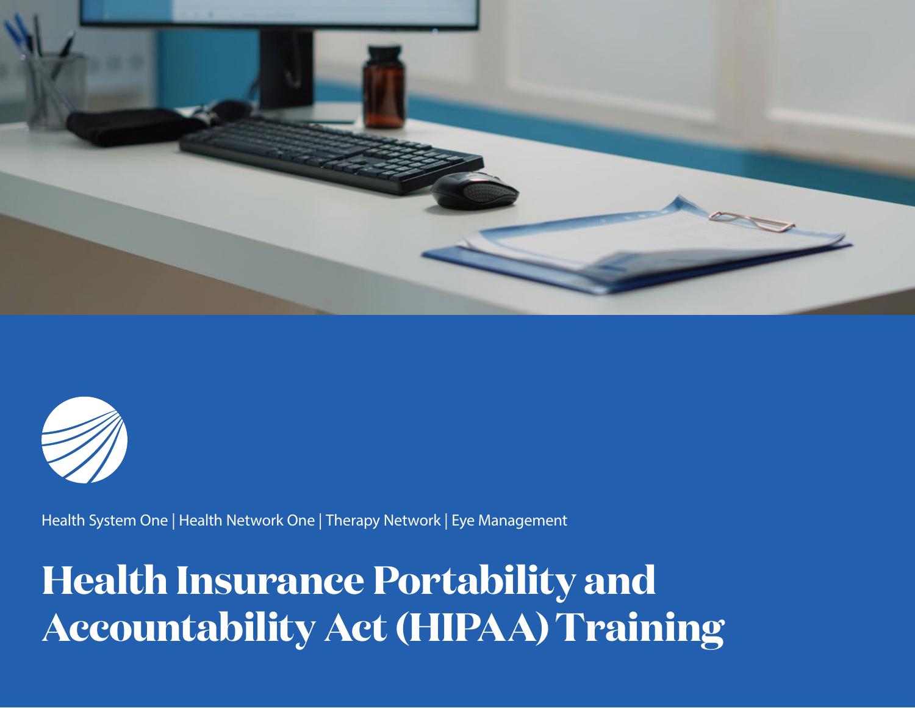Health System One | Health Network One | Therapy Network | Eye Management

# Health Insurance Portability and Accountability Act (HIPAA) Training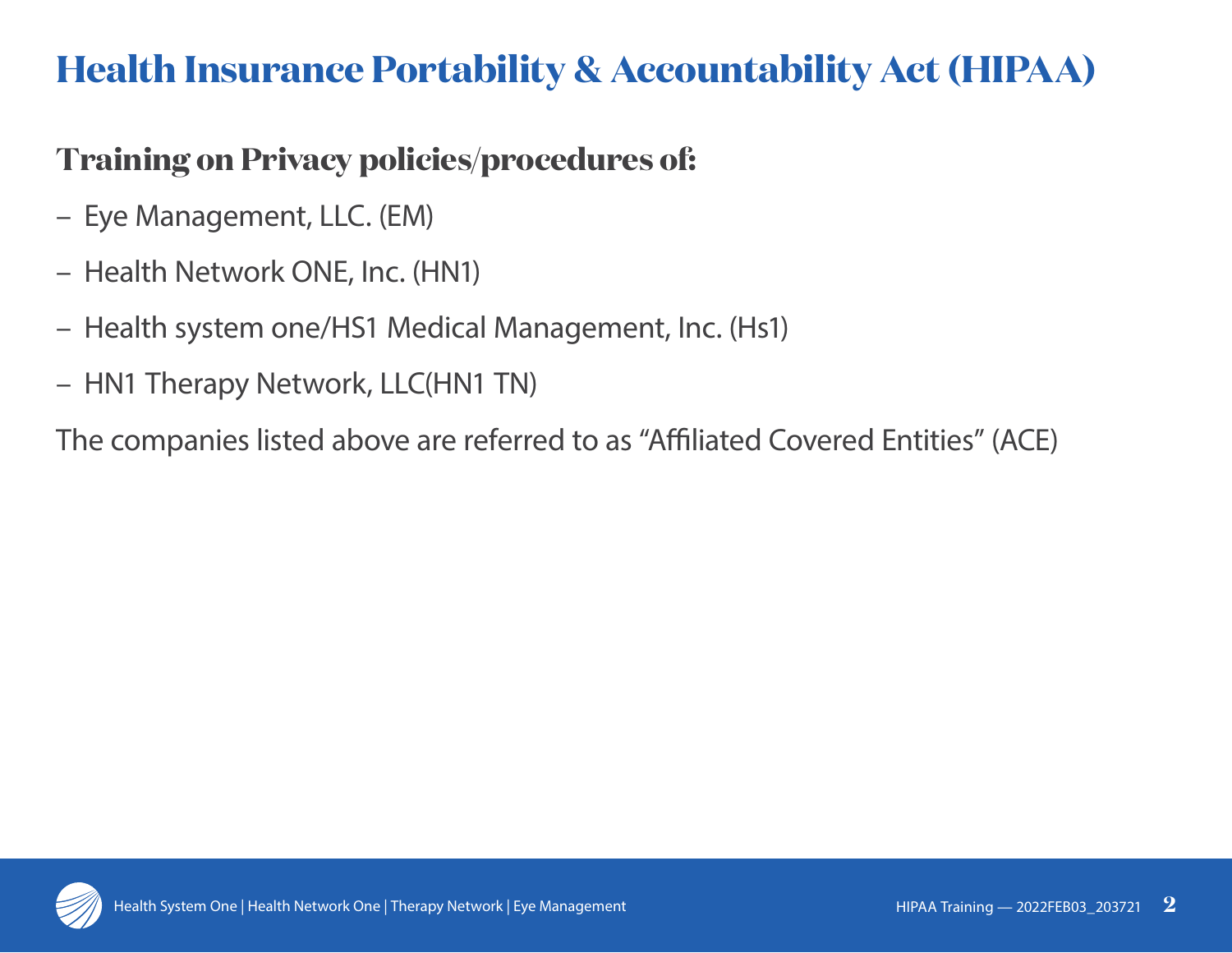# Health Insurance Portability & Accountability Act (HIPAA)

## Training on Privacy policies/procedures of:

- Eye Management, LLC. (EM)
- Health Network ONE, Inc. (HN1)
- Health system one/HS1 Medical Management, Inc. (Hs1)
- HN1 Therapy Network, LLC(HN1 TN)

The companies listed above are referred to as "Affiliated Covered Entities" (ACE)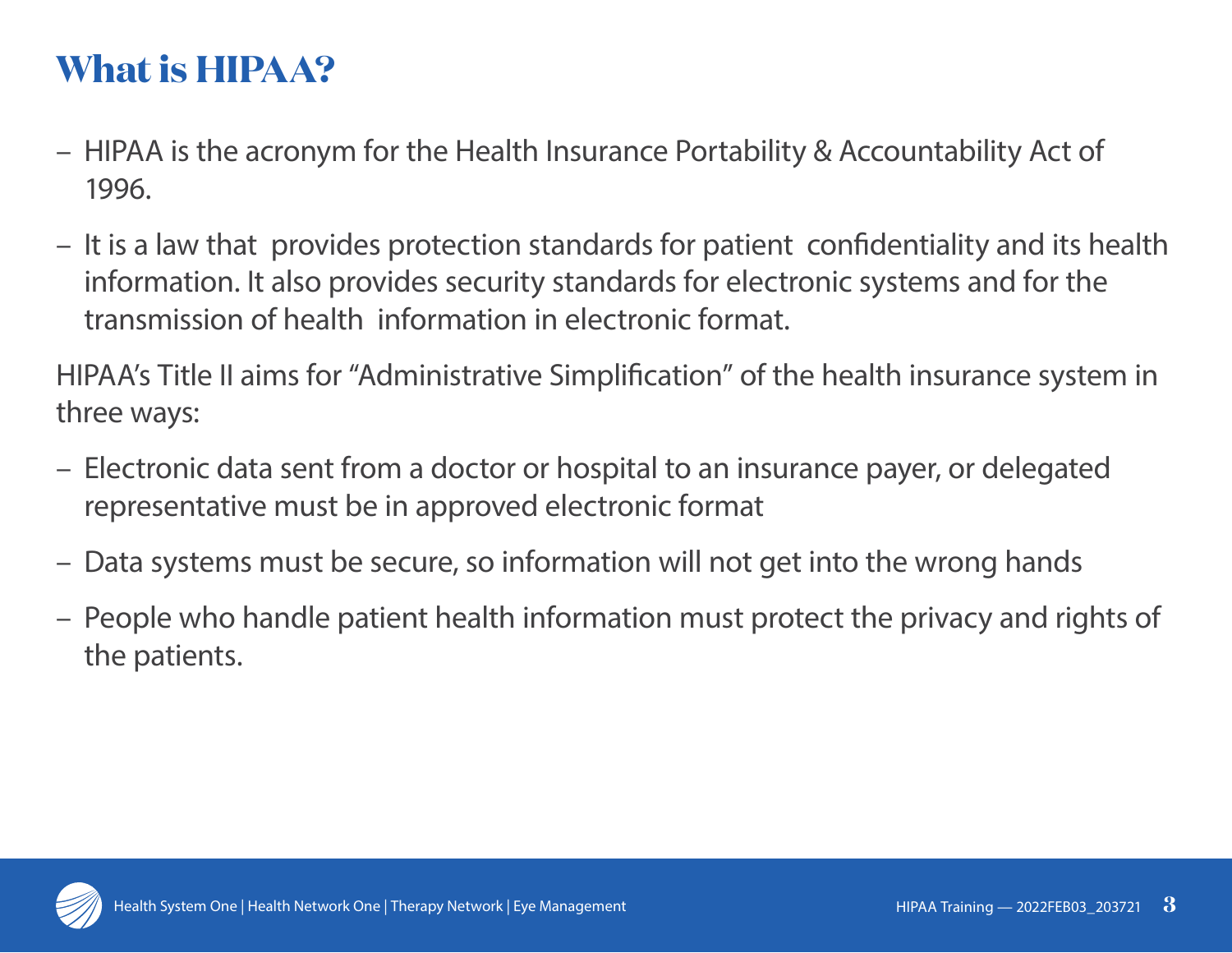# What is HIPAA?

- HIPAA is the acronym for the Health Insurance Portability & Accountability Act of 1996.
- It is a law that provides protection standards for patient confidentiality and its health information. It also provides security standards for electronic systems and for the transmission of health information in electronic format.

HIPAA's Title II aims for "Administrative Simplification" of the health insurance system in three ways:

- Electronic data sent from a doctor or hospital to an insurance payer, or delegated representative must be in approved electronic format
- Data systems must be secure, so information will not get into the wrong hands
- People who handle patient health information must protect the privacy and rights of the patients.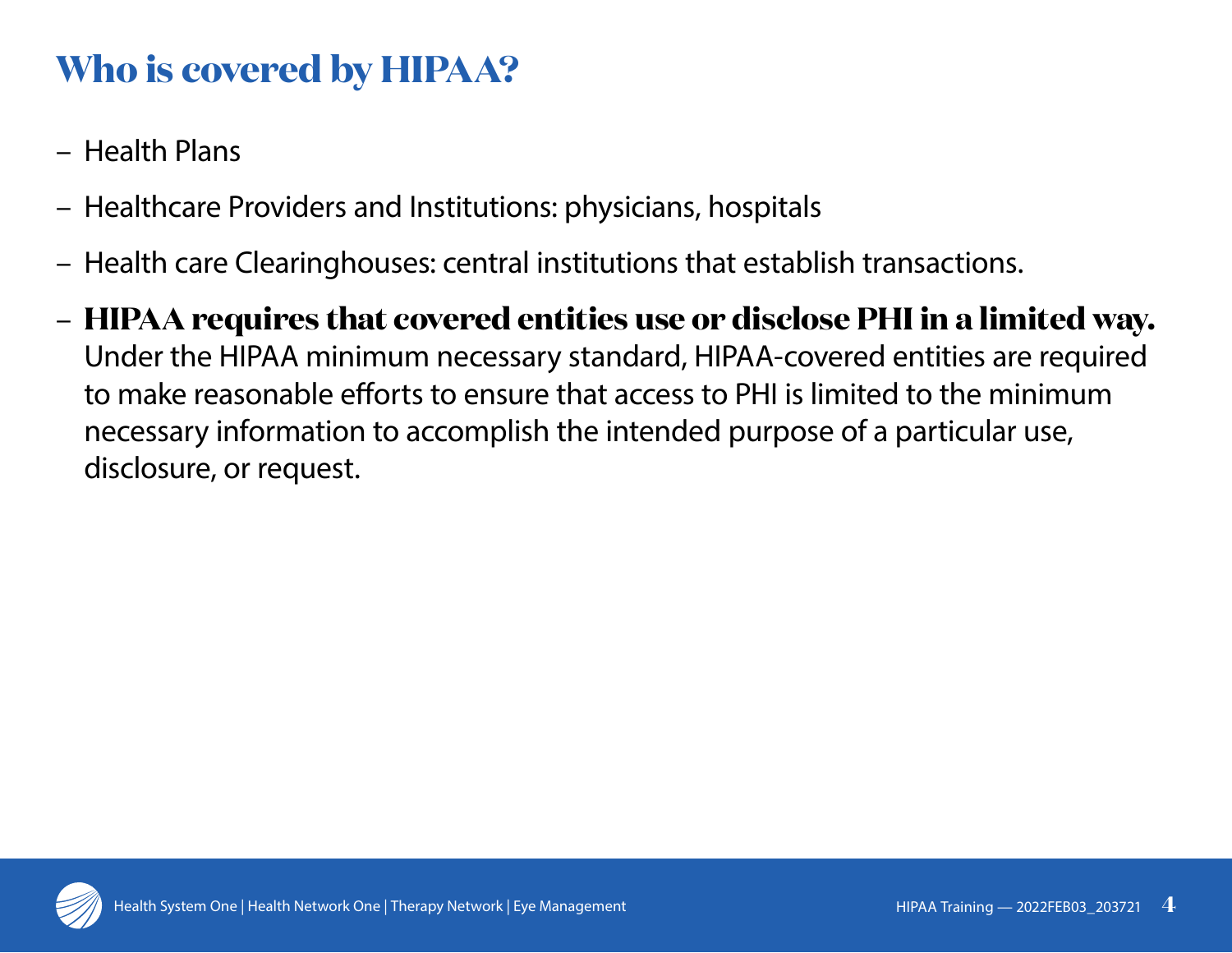# Who is covered by HIPAA?

- Health Plans
- Healthcare Providers and Institutions: physicians, hospitals
- Health care Clearinghouses: central institutions that establish transactions.
- **HIPAA requires that covered entities use or disclose PHI in a limited way.** Under the HIPAA minimum necessary standard, HIPAA-covered entities are required to make reasonable efforts to ensure that access to PHI is limited to the minimum necessary information to accomplish the intended purpose of a particular use, disclosure, or request.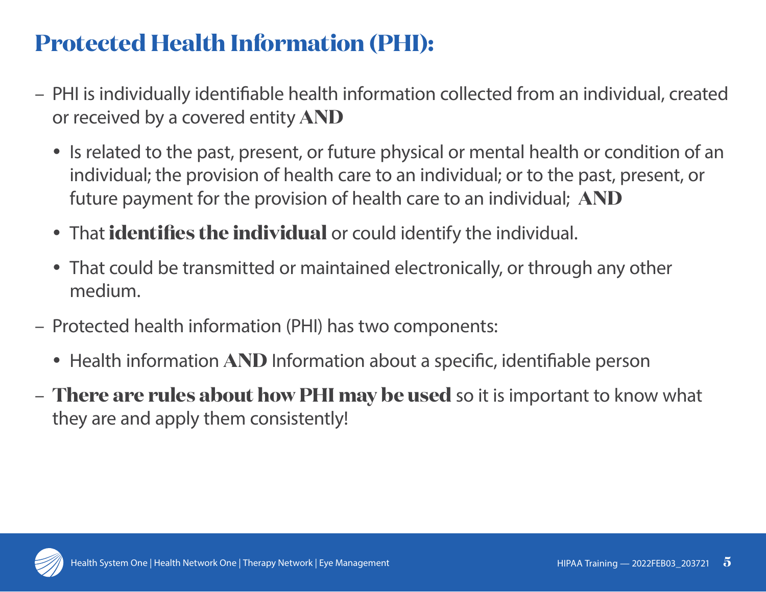# Protected Health Information (PHI):

- PHI is individually identifiable health information collected from an individual, created or received by a covered entity **AND**
  - Is related to the past, present, or future physical or mental health or condition of an individual; the provision of health care to an individual; or to the past, present, or future payment for the provision of health care to an individual; **AND**
  - That **identifies the individual** or could identify the individual.
  - That could be transmitted or maintained electronically, or through any other medium.
- Protected health information (PHI) has two components:
  - Health information **AND** Information about a specific, identifiable person
- **There are rules about how PHI may be used** so it is important to know what they are and apply them consistently!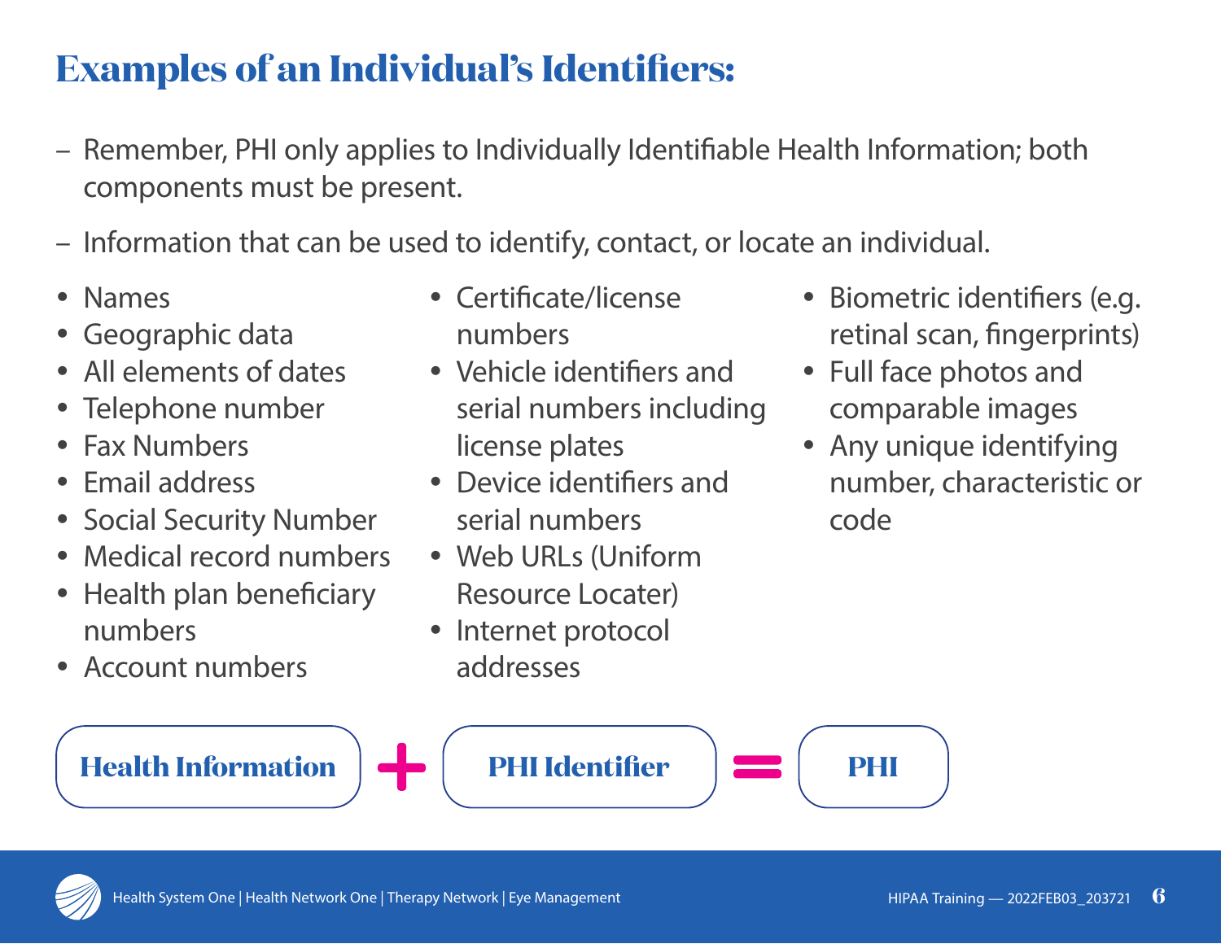# Examples of an Individual's Identifiers:

- Remember, PHI only applies to Individually Identifiable Health Information; both components must be present.
- Information that can be used to identify, contact, or locate an individual.

- Names
- Geographic data
- All elements of dates
- Telephone number
- Fax Numbers
- Email address
- Social Security Number
- Medical record numbers
- Health plan beneficiary numbers
- Account numbers
- Certificate/license numbers
- Vehicle identifiers and serial numbers including license plates
- Device identifiers and serial numbers
- Web URLs (Uniform Resource Locater)
- Internet protocol addresses
- Biometric identifiers (e.g. retinal scan, fingerprints)
- Full face photos and comparable images
- Any unique identifying number, characteristic or code

**Health Information** + **PHI Identifier** = **PHI**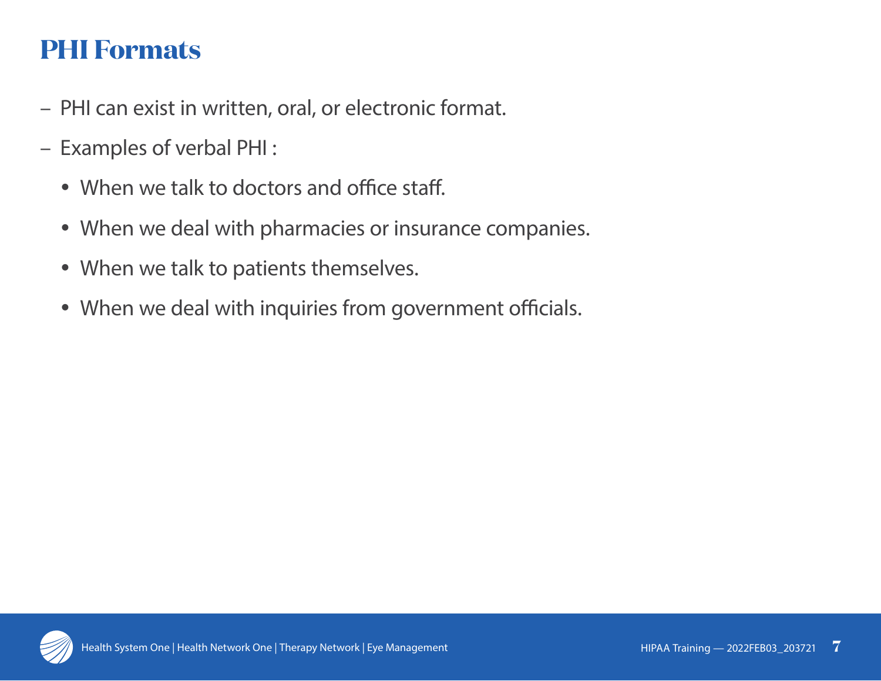# PHI Formats

- PHI can exist in written, oral, or electronic format.
- Examples of verbal PHI :
  - When we talk to doctors and office staff.
  - When we deal with pharmacies or insurance companies.
  - When we talk to patients themselves.
  - When we deal with inquiries from government officials.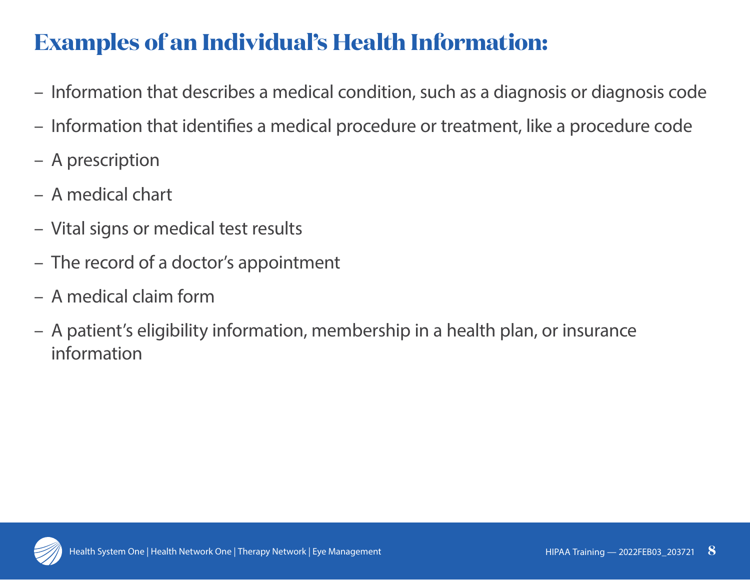## Examples of an Individual's Health Information:

- Information that describes a medical condition, such as a diagnosis or diagnosis code
- Information that identifies a medical procedure or treatment, like a procedure code
- A prescription
- A medical chart
- Vital signs or medical test results
- The record of a doctor's appointment
- A medical claim form
- A patient's eligibility information, membership in a health plan, or insurance information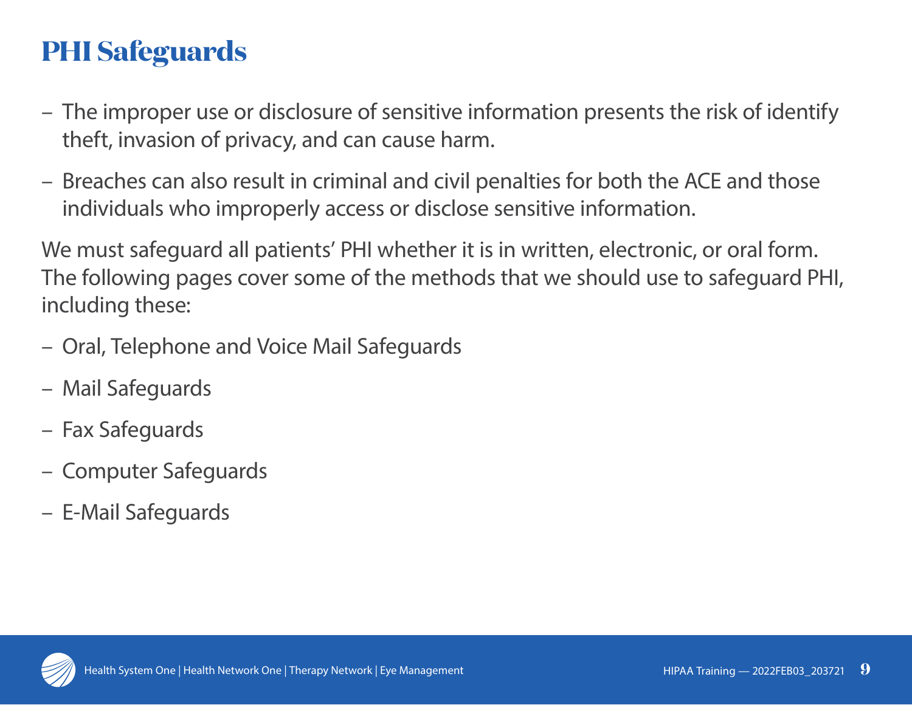# PHI Safeguards

- The improper use or disclosure of sensitive information presents the risk of identify theft, invasion of privacy, and can cause harm.
- Breaches can also result in criminal and civil penalties for both the ACE and those individuals who improperly access or disclose sensitive information.

We must safeguard all patients' PHI whether it is in written, electronic, or oral form. The following pages cover some of the methods that we should use to safeguard PHI, including these:

- Oral, Telephone and Voice Mail Safeguards
- Mail Safeguards
- Fax Safeguards
- Computer Safeguards
- E-Mail Safeguards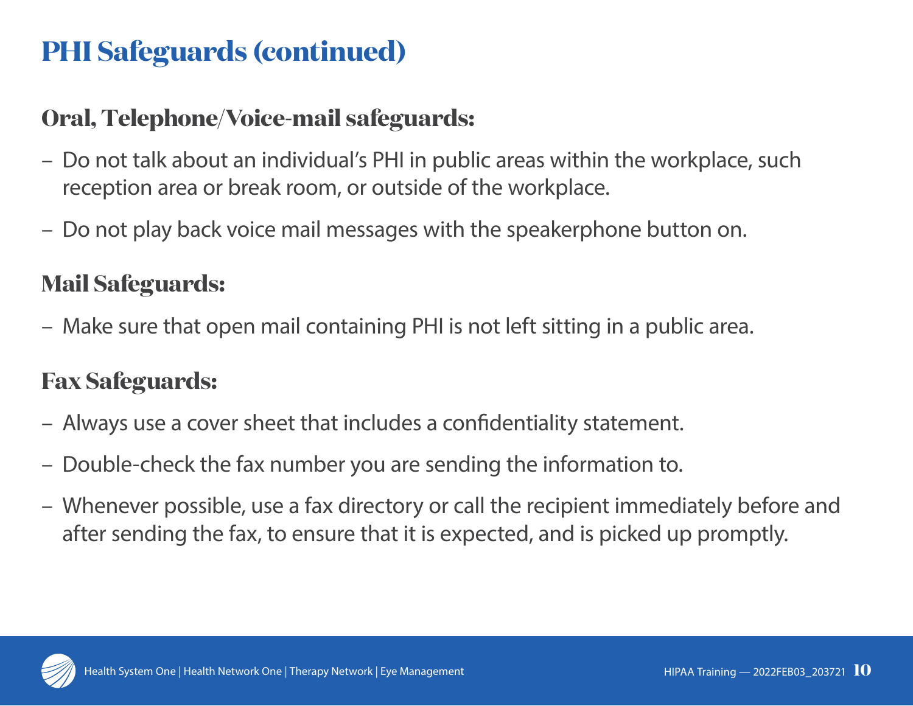# PHI Safeguards (continued)

## Oral, Telephone/Voice-mail safeguards:

- Do not talk about an individual's PHI in public areas within the workplace, such reception area or break room, or outside of the workplace.
- Do not play back voice mail messages with the speakerphone button on.

## Mail Safeguards:

- Make sure that open mail containing PHI is not left sitting in a public area.

## Fax Safeguards:

- Always use a cover sheet that includes a confidentiality statement.
- Double-check the fax number you are sending the information to.
- Whenever possible, use a fax directory or call the recipient immediately before and after sending the fax, to ensure that it is expected, and is picked up promptly.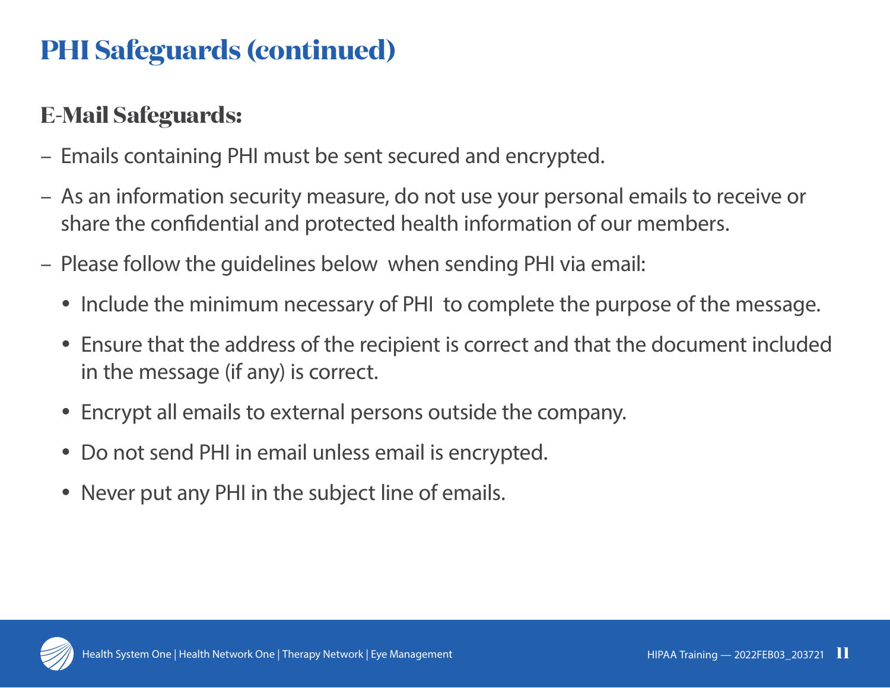# PHI Safeguards (continued)

## E-Mail Safeguards:

- Emails containing PHI must be sent secured and encrypted.
- As an information security measure, do not use your personal emails to receive or share the confidential and protected health information of our members.
- Please follow the guidelines below when sending PHI via email:
  - Include the minimum necessary of PHI to complete the purpose of the message.
  - Ensure that the address of the recipient is correct and that the document included in the message (if any) is correct.
  - Encrypt all emails to external persons outside the company.
  - Do not send PHI in email unless email is encrypted.
  - Never put any PHI in the subject line of emails.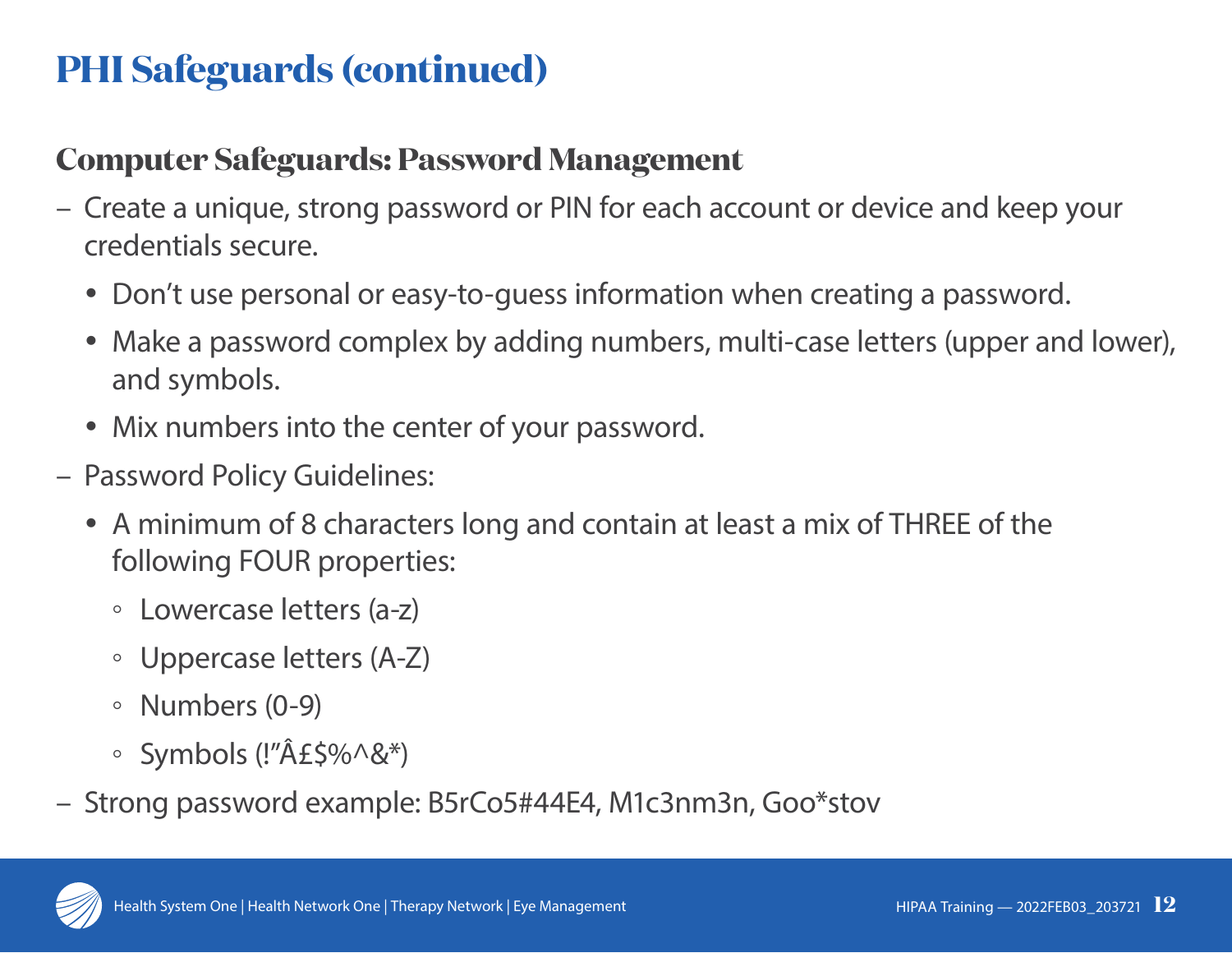# PHI Safeguards (continued)

## Computer Safeguards: Password Management

- Create a unique, strong password or PIN for each account or device and keep your credentials secure.
  - Don't use personal or easy-to-guess information when creating a password.
  - Make a password complex by adding numbers, multi-case letters (upper and lower), and symbols.
  - Mix numbers into the center of your password.
- Password Policy Guidelines:
  - A minimum of 8 characters long and contain at least a mix of THREE of the following FOUR properties:
    - Lowercase letters (a-z)
    - Uppercase letters (A-Z)
    - Numbers (0-9)
    - Symbols (!"Â£$%^&*)
- Strong password example: B5rCo5#44E4, M1c3nm3n, Goo*stov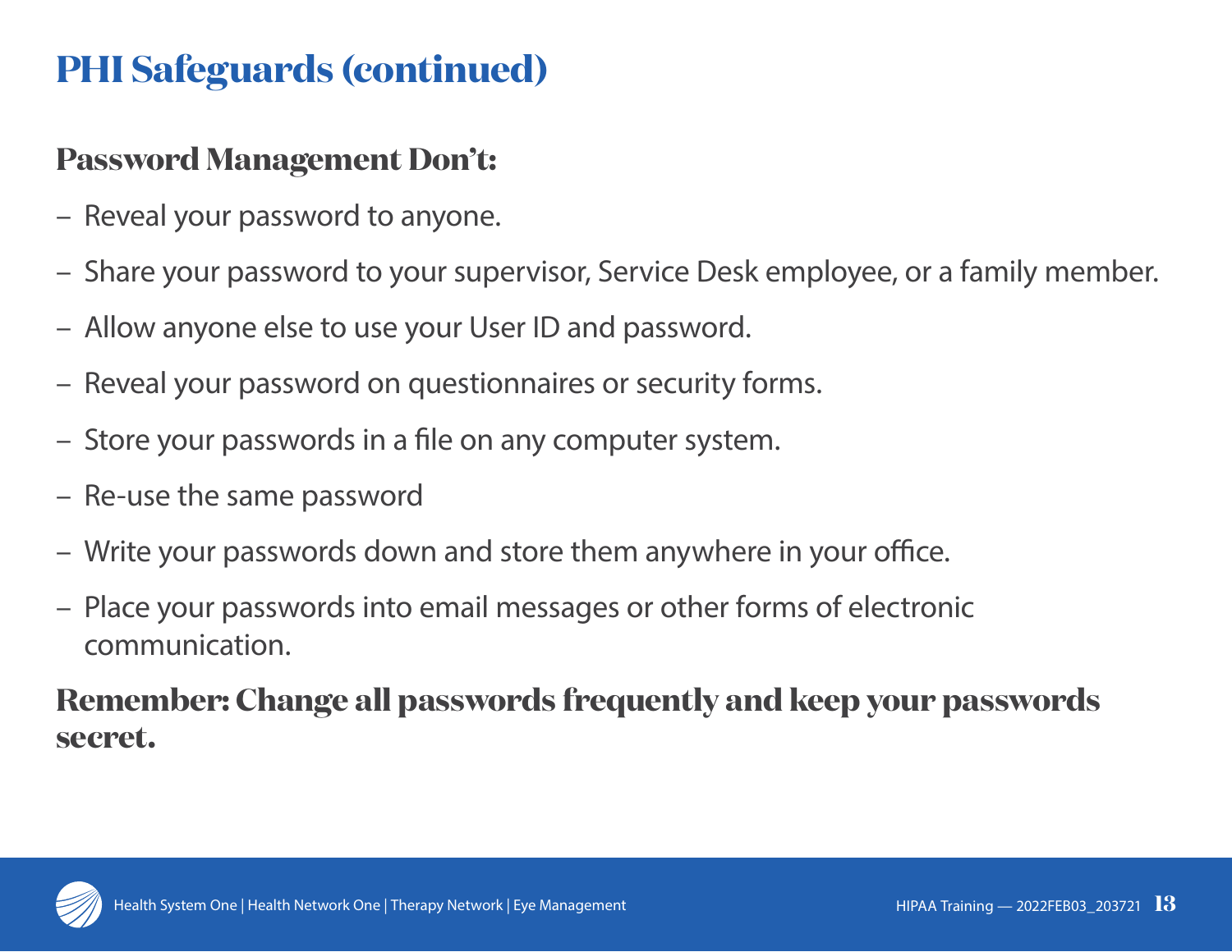# PHI Safeguards (continued)

## Password Management Don't:

- Reveal your password to anyone.
- Share your password to your supervisor, Service Desk employee, or a family member.
- Allow anyone else to use your User ID and password.
- Reveal your password on questionnaires or security forms.
- Store your passwords in a file on any computer system.
- Re-use the same password
- Write your passwords down and store them anywhere in your office.
- Place your passwords into email messages or other forms of electronic communication.

**Remember: Change all passwords frequently and keep your passwords secret.**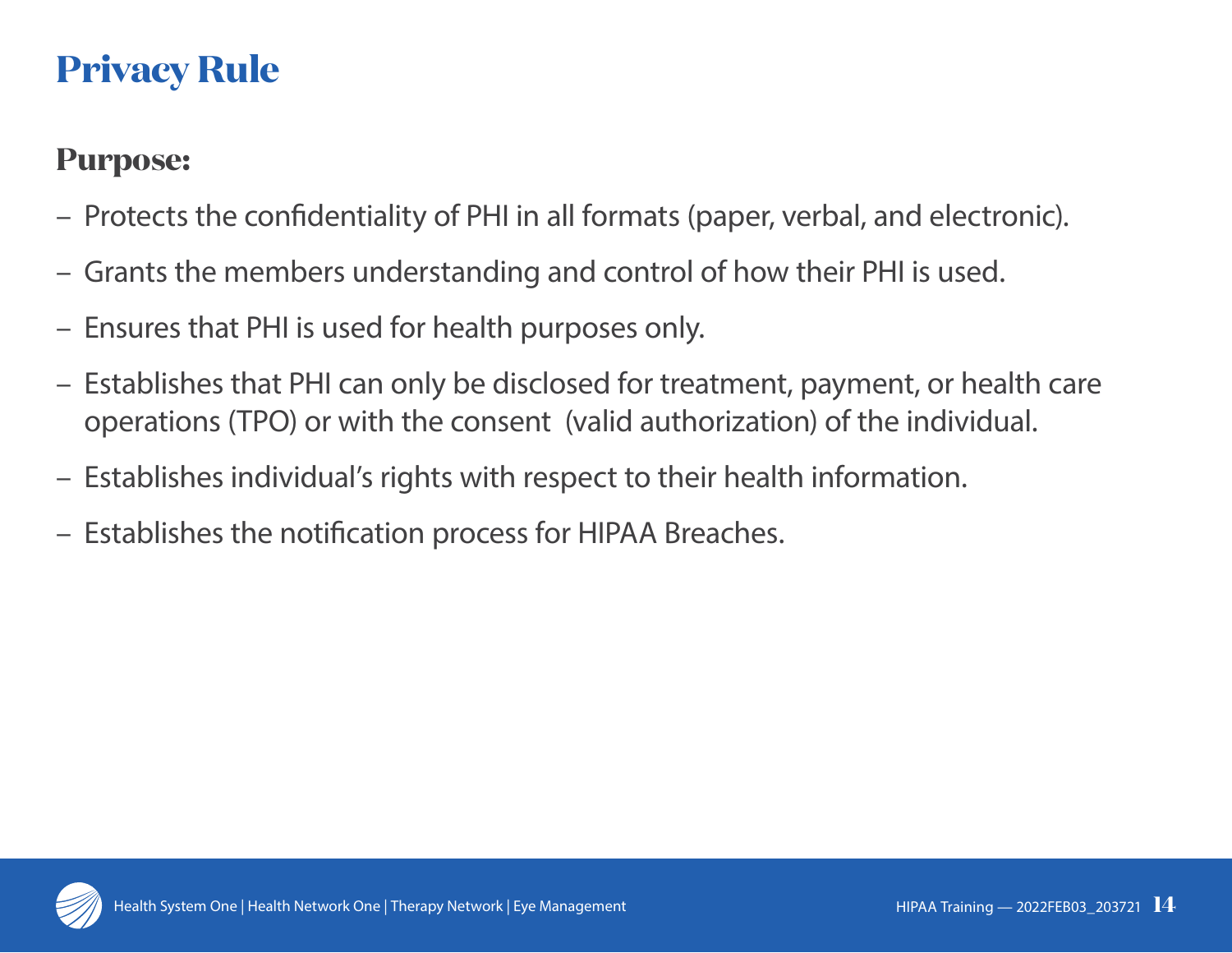# Privacy Rule

## Purpose:

- Protects the confidentiality of PHI in all formats (paper, verbal, and electronic).
- Grants the members understanding and control of how their PHI is used.
- Ensures that PHI is used for health purposes only.
- Establishes that PHI can only be disclosed for treatment, payment, or health care operations (TPO) or with the consent (valid authorization) of the individual.
- Establishes individual's rights with respect to their health information.
- Establishes the notification process for HIPAA Breaches.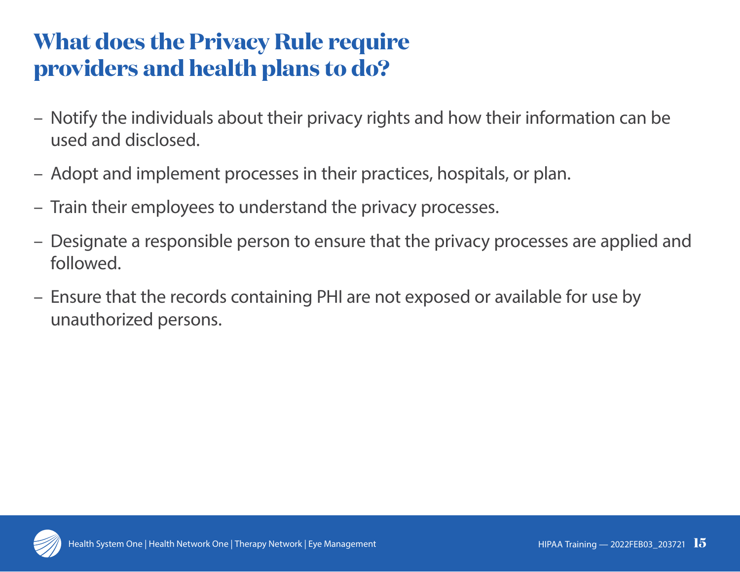# What does the Privacy Rule require providers and health plans to do?

- Notify the individuals about their privacy rights and how their information can be used and disclosed.
- Adopt and implement processes in their practices, hospitals, or plan.
- Train their employees to understand the privacy processes.
- Designate a responsible person to ensure that the privacy processes are applied and followed.
- Ensure that the records containing PHI are not exposed or available for use by unauthorized persons.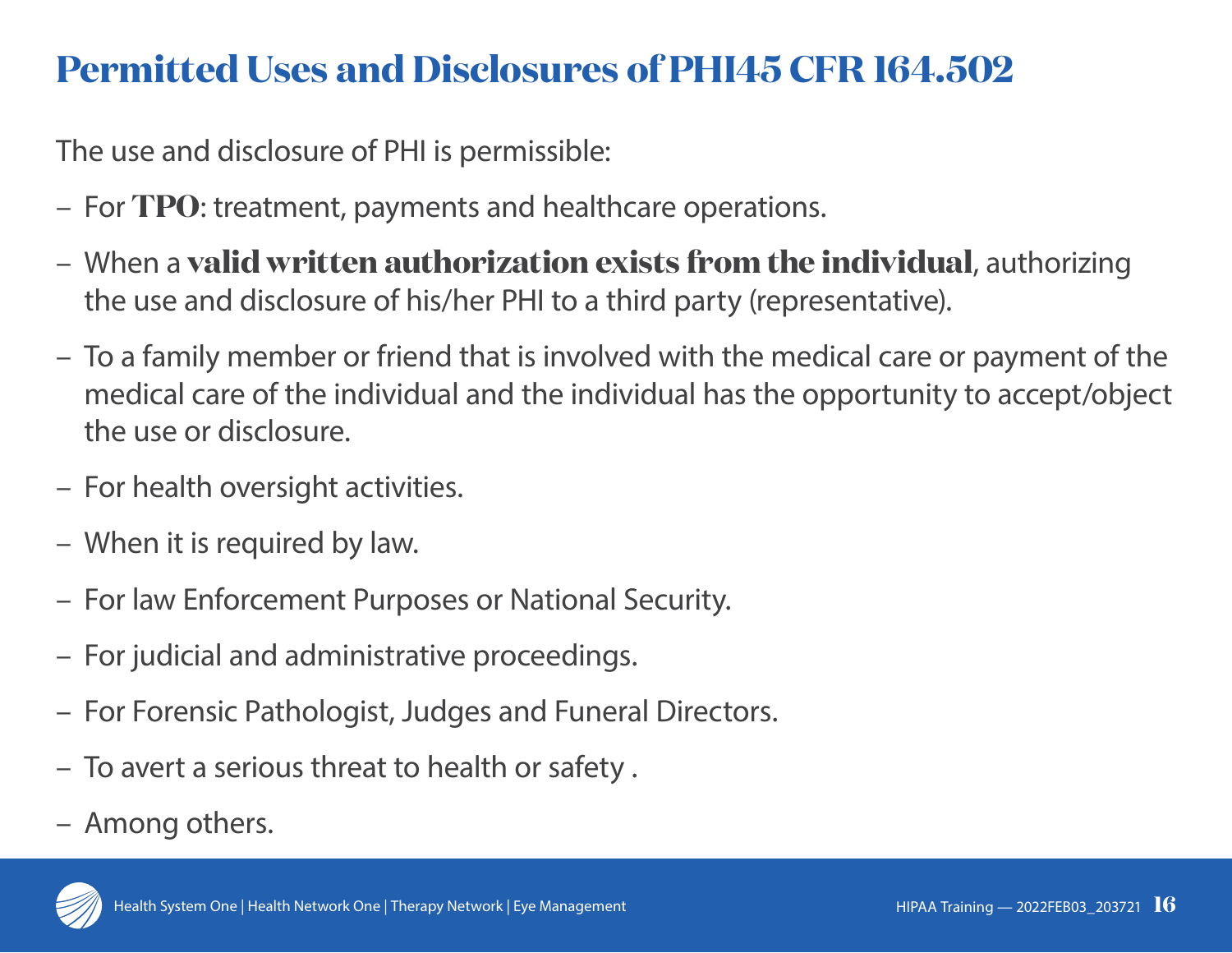# Permitted Uses and Disclosures of PHI45 CFR 164.502

The use and disclosure of PHI is permissible:

- For **TPO**: treatment, payments and healthcare operations.
- When a **valid written authorization exists from the individual**, authorizing the use and disclosure of his/her PHI to a third party (representative).
- To a family member or friend that is involved with the medical care or payment of the medical care of the individual and the individual has the opportunity to accept/object the use or disclosure.
- For health oversight activities.
- When it is required by law.
- For law Enforcement Purposes or National Security.
- For judicial and administrative proceedings.
- For Forensic Pathologist, Judges and Funeral Directors.
- To avert a serious threat to health or safety .
- Among others.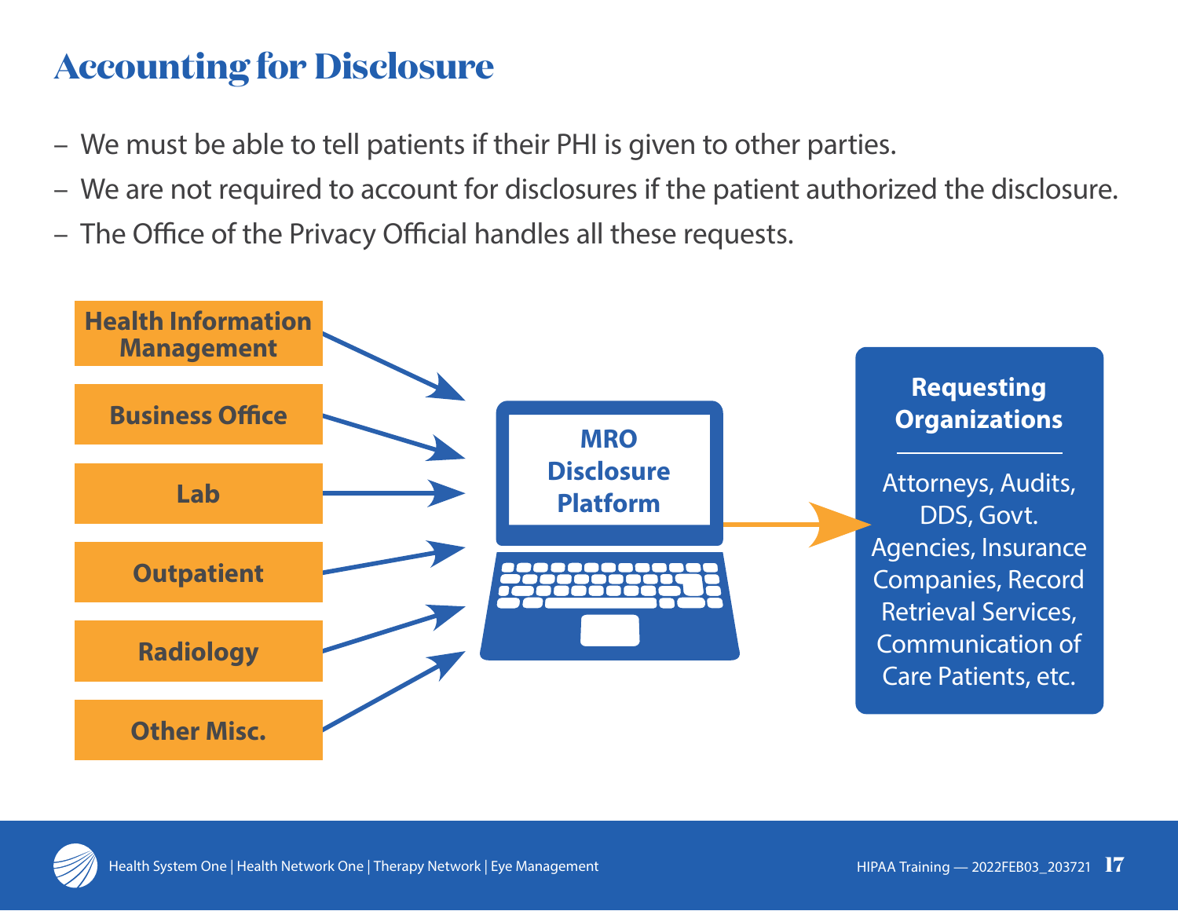# Accounting for Disclosure

- We must be able to tell patients if their PHI is given to other parties.
- We are not required to account for disclosures if the patient authorized the disclosure.
- The Office of the Privacy Official handles all these requests.

**Health Information Management**

**Business Office**

**Lab**

**Outpatient**

**Radiology**

**Other Misc.**

**MRO Disclosure Platform**

**Requesting Organizations**

Attorneys, Audits, DDS, Govt. Agencies, Insurance Companies, Record Retrieval Services, Communication of Care Patients, etc.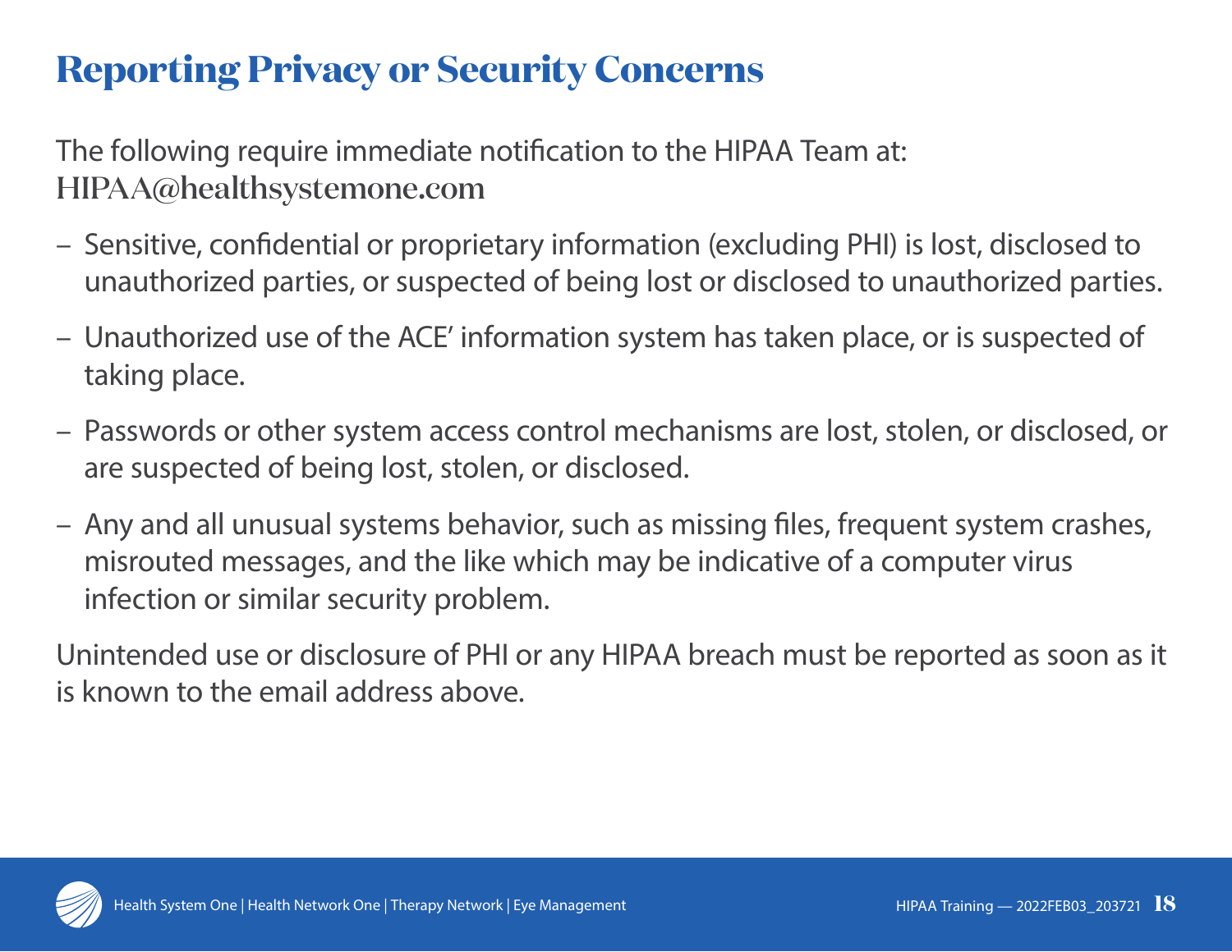# Reporting Privacy or Security Concerns

The following require immediate notification to the HIPAA Team at: HIPAA@healthsystemone.com

- Sensitive, confidential or proprietary information (excluding PHI) is lost, disclosed to unauthorized parties, or suspected of being lost or disclosed to unauthorized parties.
- Unauthorized use of the ACE' information system has taken place, or is suspected of taking place.
- Passwords or other system access control mechanisms are lost, stolen, or disclosed, or are suspected of being lost, stolen, or disclosed.
- Any and all unusual systems behavior, such as missing files, frequent system crashes, misrouted messages, and the like which may be indicative of a computer virus infection or similar security problem.

Unintended use or disclosure of PHI or any HIPAA breach must be reported as soon as it is known to the email address above.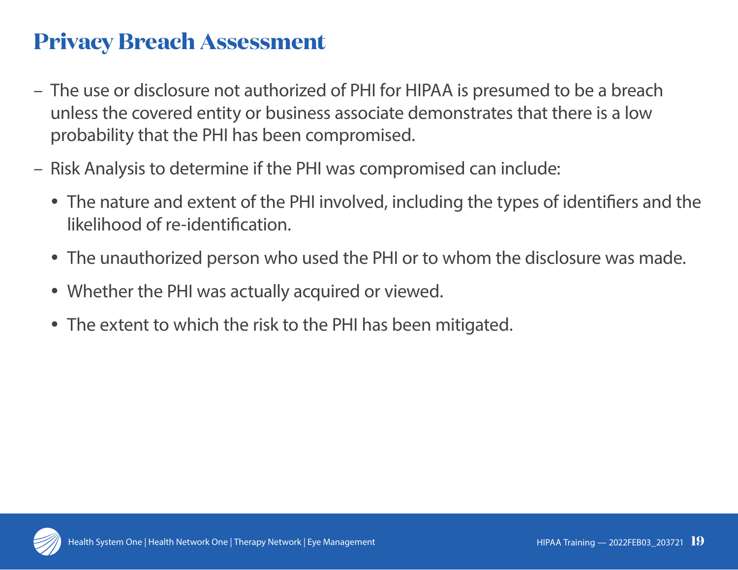# Privacy Breach Assessment

- The use or disclosure not authorized of PHI for HIPAA is presumed to be a breach unless the covered entity or business associate demonstrates that there is a low probability that the PHI has been compromised.
- Risk Analysis to determine if the PHI was compromised can include:
  - The nature and extent of the PHI involved, including the types of identifiers and the likelihood of re-identification.
  - The unauthorized person who used the PHI or to whom the disclosure was made.
  - Whether the PHI was actually acquired or viewed.
  - The extent to which the risk to the PHI has been mitigated.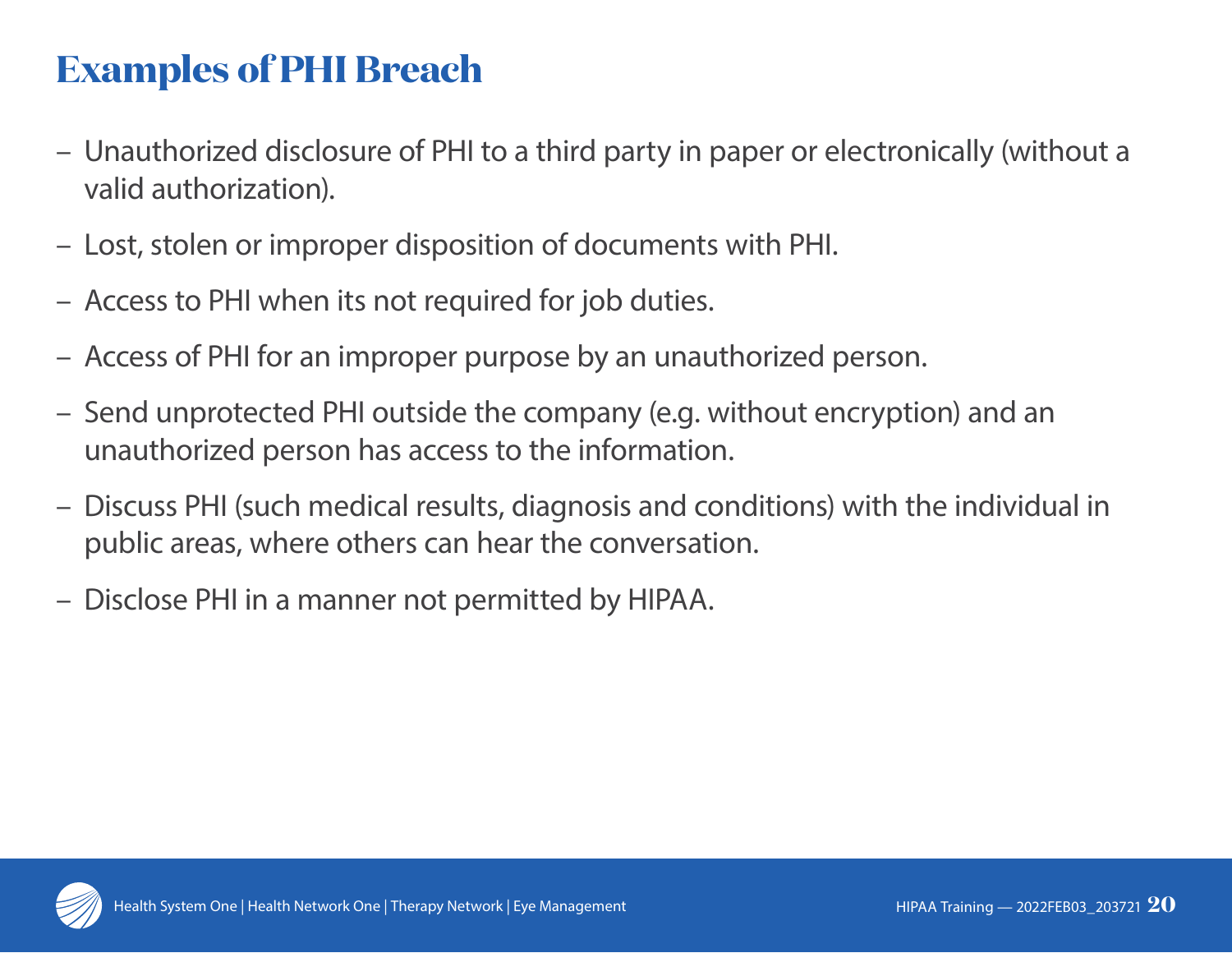# Examples of PHI Breach

- Unauthorized disclosure of PHI to a third party in paper or electronically (without a valid authorization).
- Lost, stolen or improper disposition of documents with PHI.
- Access to PHI when its not required for job duties.
- Access of PHI for an improper purpose by an unauthorized person.
- Send unprotected PHI outside the company (e.g. without encryption) and an unauthorized person has access to the information.
- Discuss PHI (such medical results, diagnosis and conditions) with the individual in public areas, where others can hear the conversation.
- Disclose PHI in a manner not permitted by HIPAA.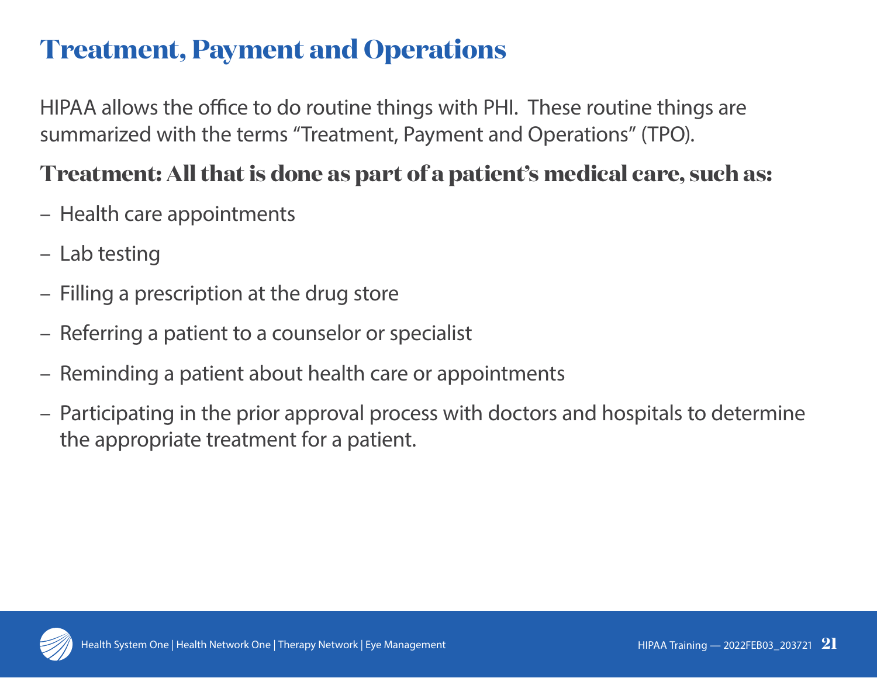# Treatment, Payment and Operations

HIPAA allows the office to do routine things with PHI. These routine things are summarized with the terms "Treatment, Payment and Operations" (TPO).

## Treatment: All that is done as part of a patient's medical care, such as:

- Health care appointments
- Lab testing
- Filling a prescription at the drug store
- Referring a patient to a counselor or specialist
- Reminding a patient about health care or appointments
- Participating in the prior approval process with doctors and hospitals to determine the appropriate treatment for a patient.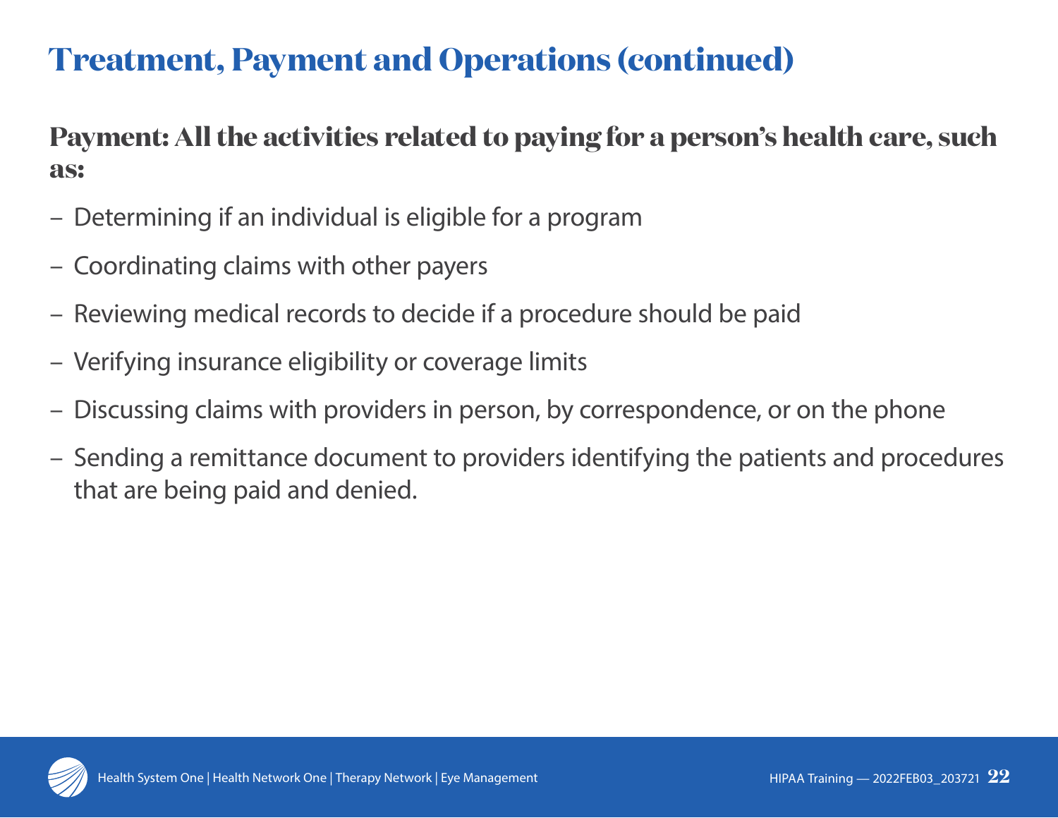# Treatment, Payment and Operations (continued)

**Payment: All the activities related to paying for a person's health care, such as:**

- Determining if an individual is eligible for a program
- Coordinating claims with other payers
- Reviewing medical records to decide if a procedure should be paid
- Verifying insurance eligibility or coverage limits
- Discussing claims with providers in person, by correspondence, or on the phone
- Sending a remittance document to providers identifying the patients and procedures that are being paid and denied.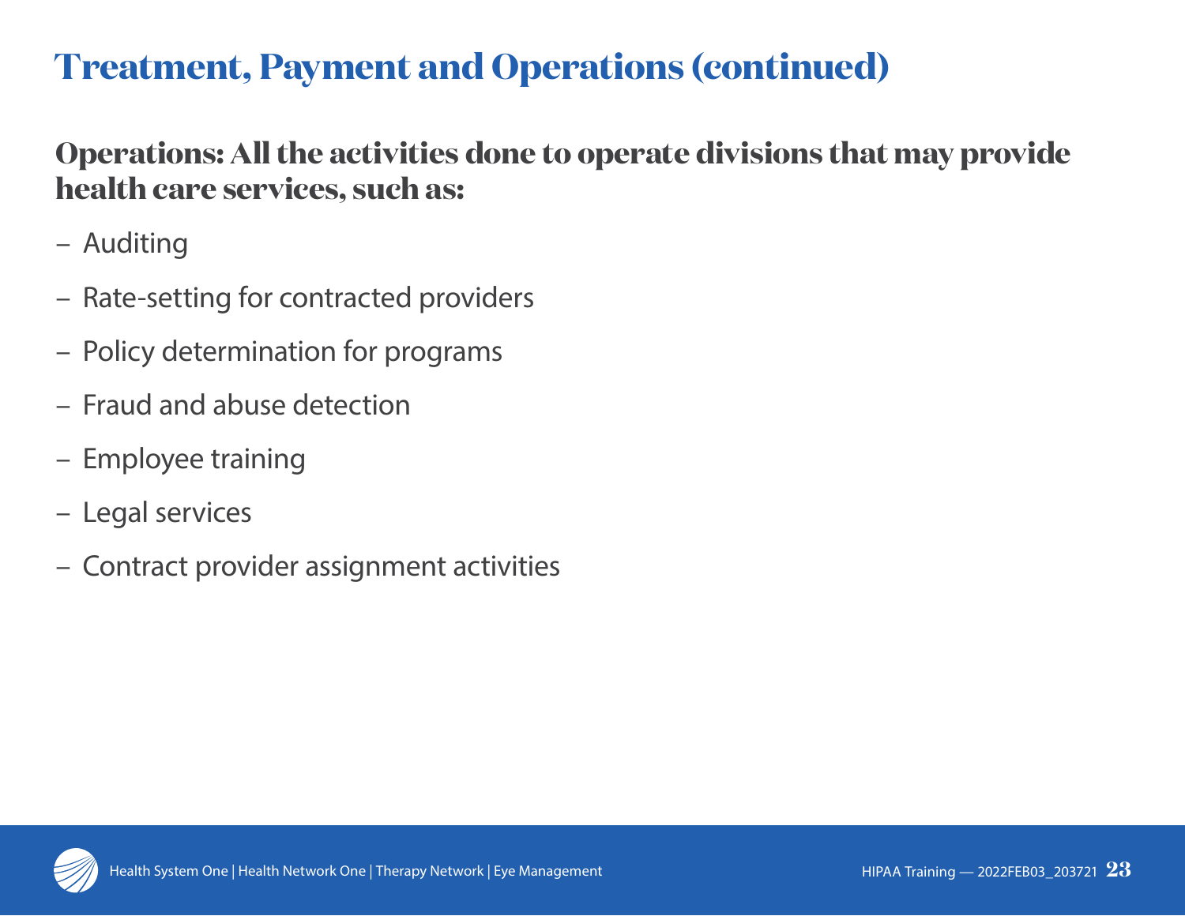# Treatment, Payment and Operations (continued)

**Operations: All the activities done to operate divisions that may provide health care services, such as:**

- Auditing
- Rate-setting for contracted providers
- Policy determination for programs
- Fraud and abuse detection
- Employee training
- Legal services
- Contract provider assignment activities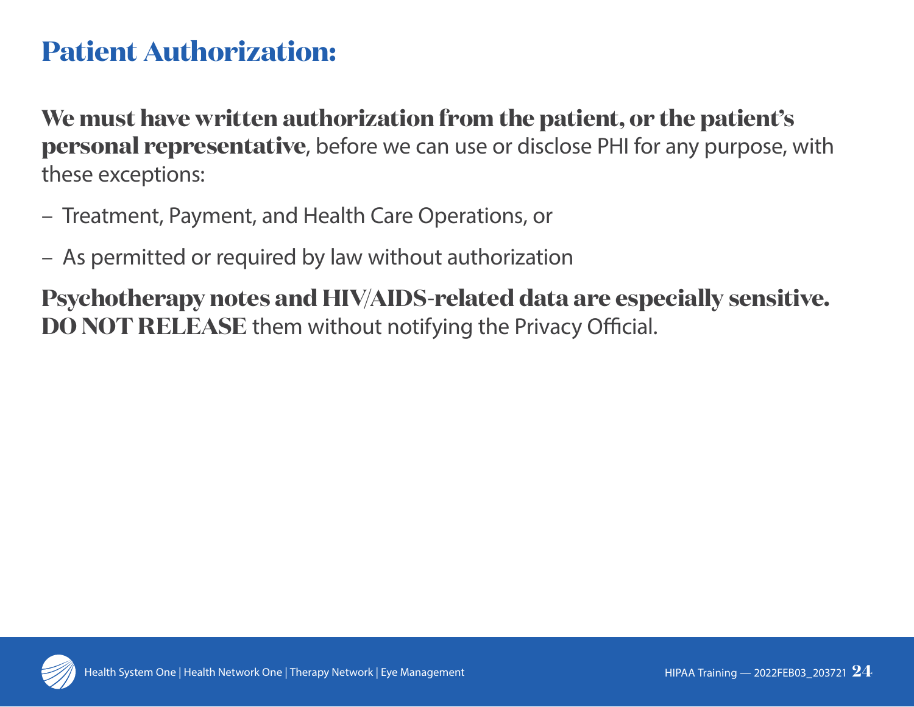# Patient Authorization:

**We must have written authorization from the patient, or the patient's personal representative**, before we can use or disclose PHI for any purpose, with these exceptions:

- Treatment, Payment, and Health Care Operations, or
- As permitted or required by law without authorization

**Psychotherapy notes and HIV/AIDS-related data are especially sensitive. DO NOT RELEASE** them without notifying the Privacy Official.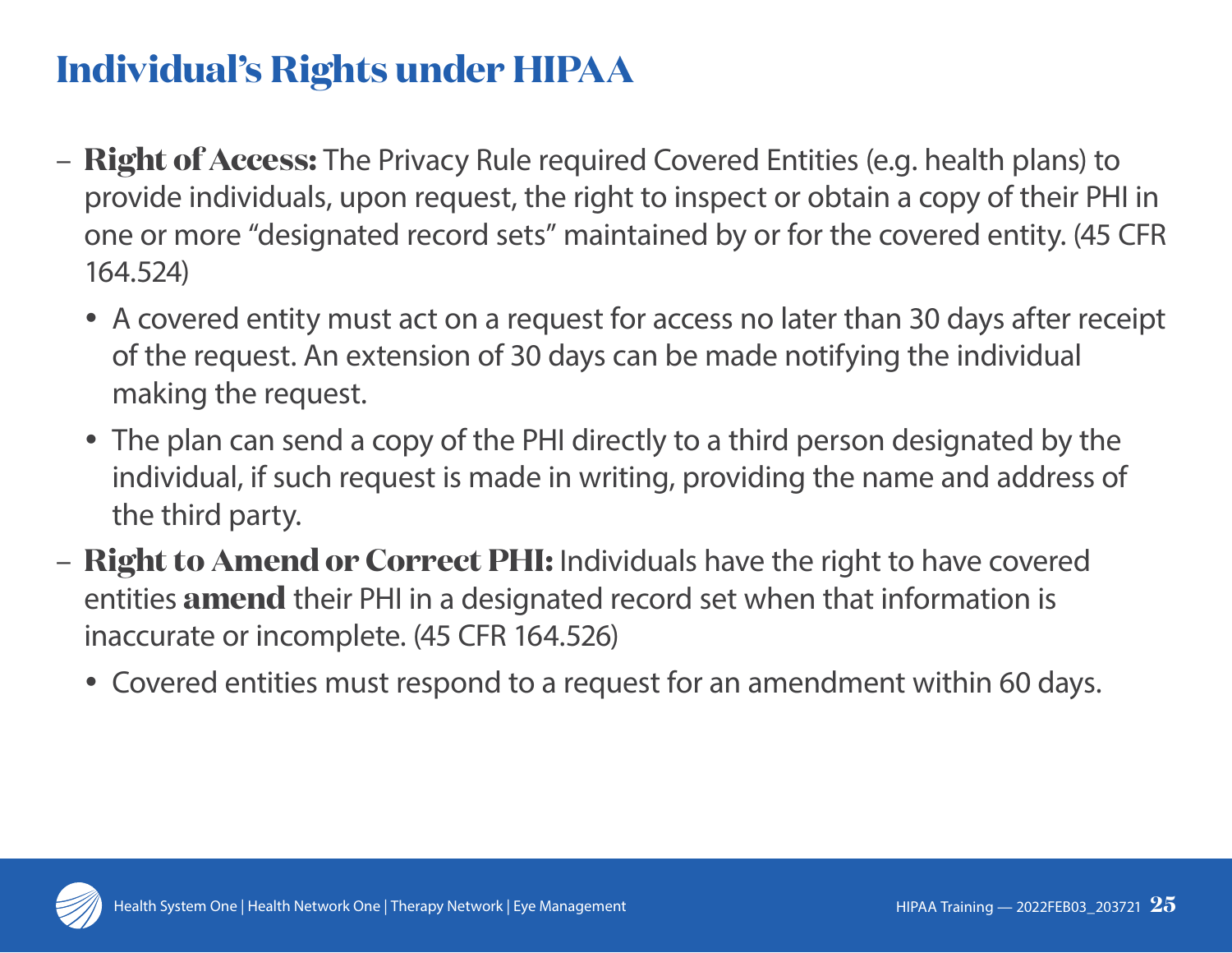# Individual's Rights under HIPAA

- **Right of Access:** The Privacy Rule required Covered Entities (e.g. health plans) to provide individuals, upon request, the right to inspect or obtain a copy of their PHI in one or more "designated record sets" maintained by or for the covered entity. (45 CFR 164.524)
  - A covered entity must act on a request for access no later than 30 days after receipt of the request. An extension of 30 days can be made notifying the individual making the request.
  - The plan can send a copy of the PHI directly to a third person designated by the individual, if such request is made in writing, providing the name and address of the third party.
- **Right to Amend or Correct PHI:** Individuals have the right to have covered entities **amend** their PHI in a designated record set when that information is inaccurate or incomplete. (45 CFR 164.526)
  - Covered entities must respond to a request for an amendment within 60 days.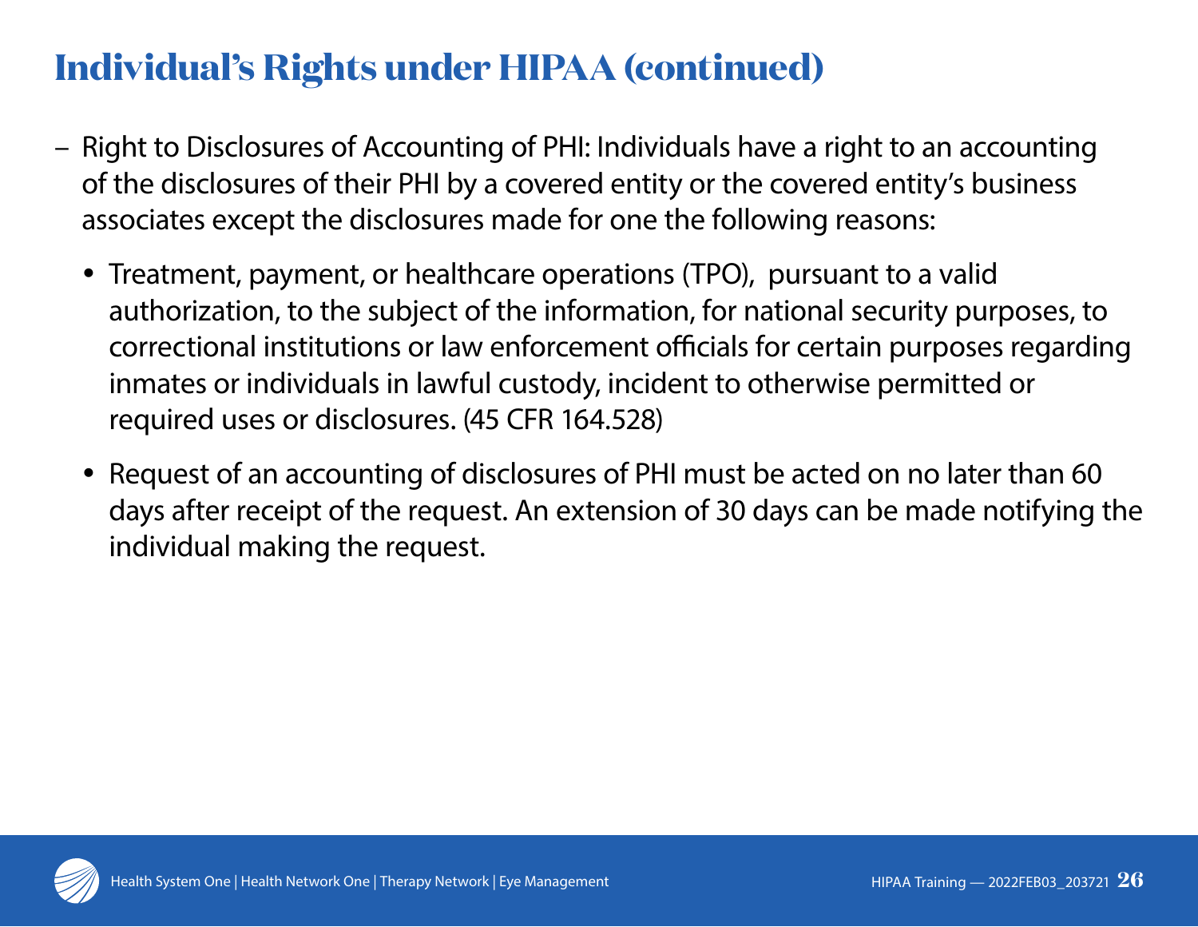## Individual's Rights under HIPAA (continued)

- Right to Disclosures of Accounting of PHI: Individuals have a right to an accounting of the disclosures of their PHI by a covered entity or the covered entity's business associates except the disclosures made for one the following reasons:
  - Treatment, payment, or healthcare operations (TPO), pursuant to a valid authorization, to the subject of the information, for national security purposes, to correctional institutions or law enforcement officials for certain purposes regarding inmates or individuals in lawful custody, incident to otherwise permitted or required uses or disclosures. (45 CFR 164.528)
  - Request of an accounting of disclosures of PHI must be acted on no later than 60 days after receipt of the request. An extension of 30 days can be made notifying the individual making the request.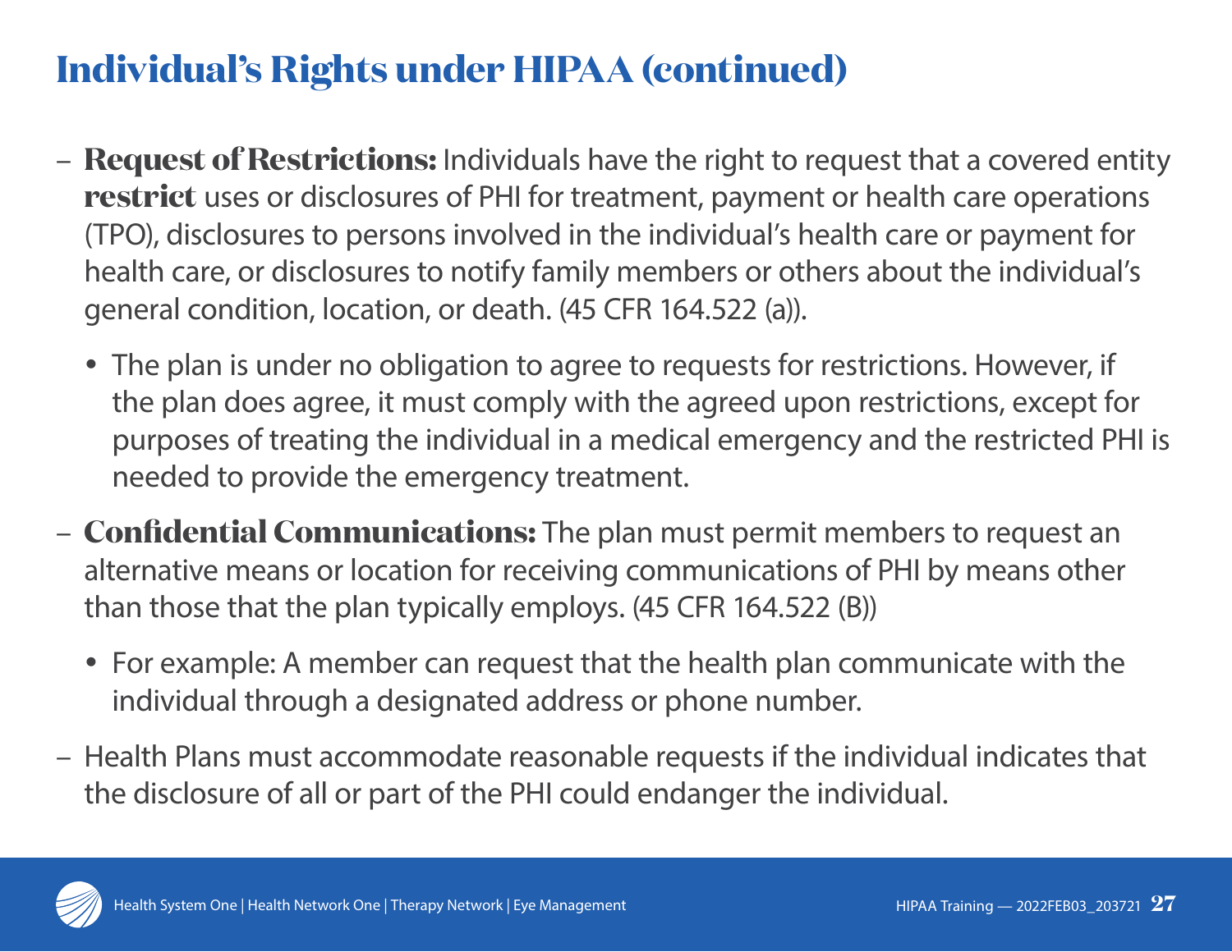# Individual's Rights under HIPAA (continued)

- **Request of Restrictions:** Individuals have the right to request that a covered entity **restrict** uses or disclosures of PHI for treatment, payment or health care operations (TPO), disclosures to persons involved in the individual's health care or payment for health care, or disclosures to notify family members or others about the individual's general condition, location, or death. (45 CFR 164.522 (a)).
  - The plan is under no obligation to agree to requests for restrictions. However, if the plan does agree, it must comply with the agreed upon restrictions, except for purposes of treating the individual in a medical emergency and the restricted PHI is needed to provide the emergency treatment.
- **Confidential Communications:** The plan must permit members to request an alternative means or location for receiving communications of PHI by means other than those that the plan typically employs. (45 CFR 164.522 (B))
  - For example: A member can request that the health plan communicate with the individual through a designated address or phone number.
- Health Plans must accommodate reasonable requests if the individual indicates that the disclosure of all or part of the PHI could endanger the individual.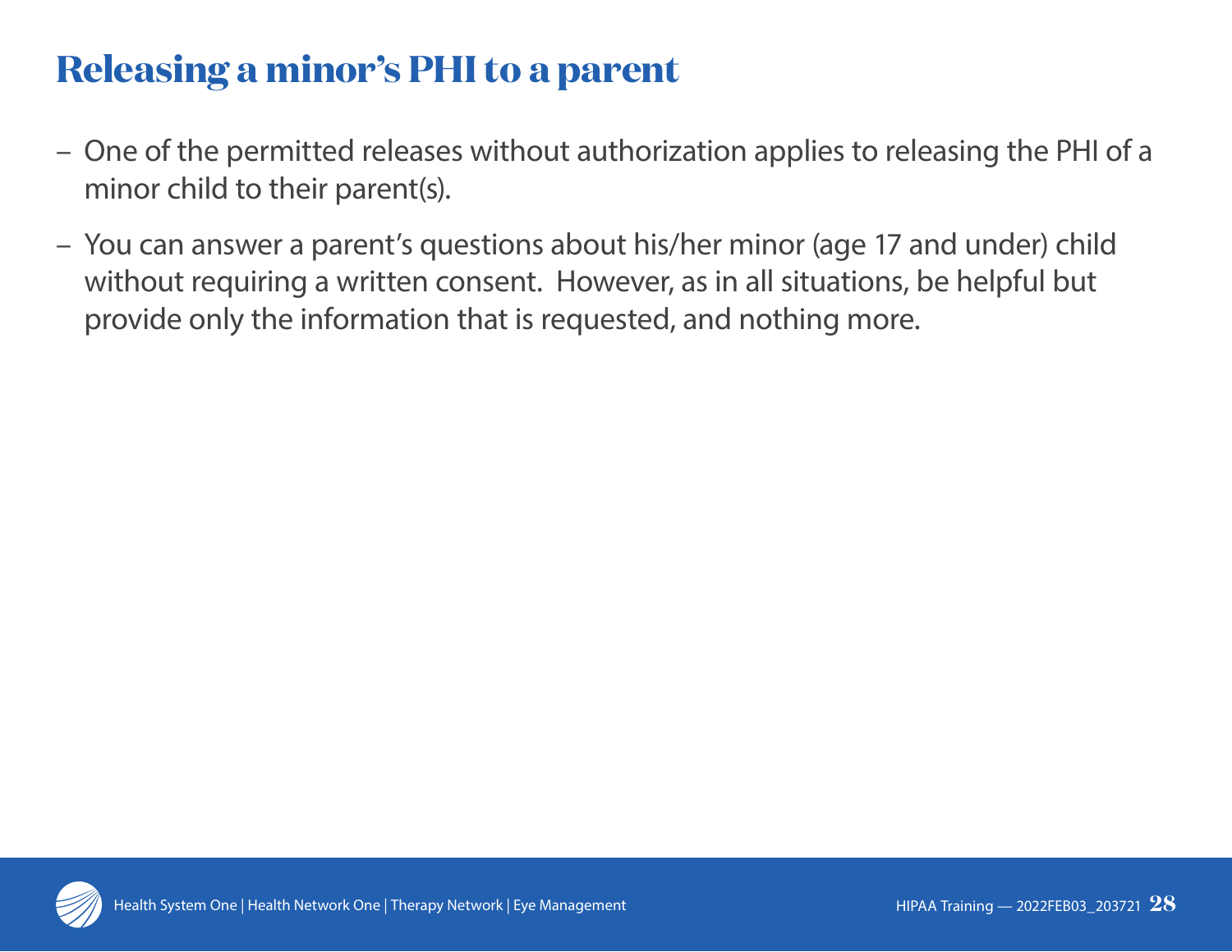# Releasing a minor's PHI to a parent

- One of the permitted releases without authorization applies to releasing the PHI of a minor child to their parent(s).
- You can answer a parent's questions about his/her minor (age 17 and under) child without requiring a written consent. However, as in all situations, be helpful but provide only the information that is requested, and nothing more.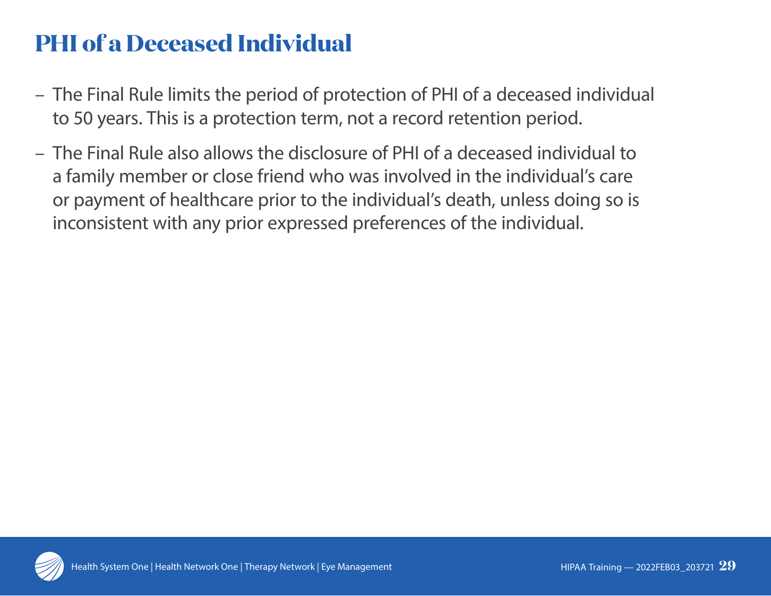# PHI of a Deceased Individual

- The Final Rule limits the period of protection of PHI of a deceased individual to 50 years. This is a protection term, not a record retention period.
- The Final Rule also allows the disclosure of PHI of a deceased individual to a family member or close friend who was involved in the individual's care or payment of healthcare prior to the individual's death, unless doing so is inconsistent with any prior expressed preferences of the individual.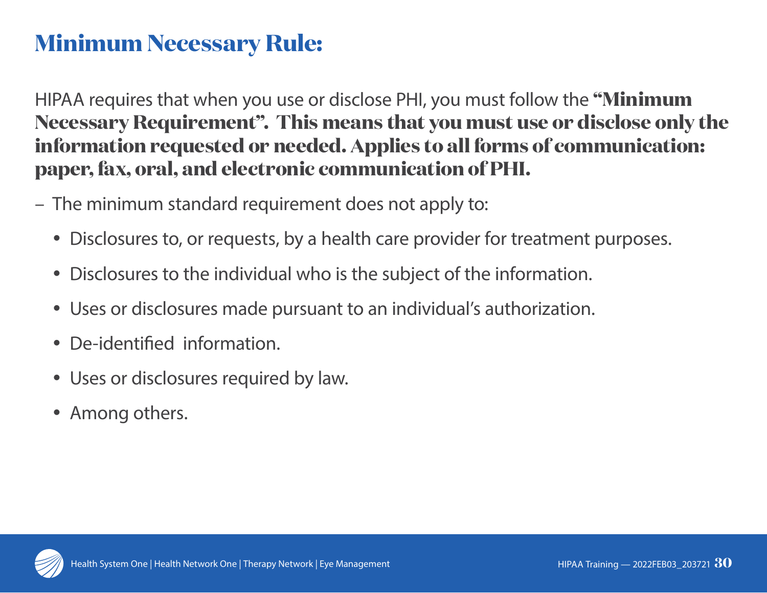# Minimum Necessary Rule:

HIPAA requires that when you use or disclose PHI, you must follow the **"Minimum Necessary Requirement". This means that you must use or disclose only the information requested or needed. Applies to all forms of communication: paper, fax, oral, and electronic communication of PHI.**

- The minimum standard requirement does not apply to:
  - Disclosures to, or requests, by a health care provider for treatment purposes.
  - Disclosures to the individual who is the subject of the information.
  - Uses or disclosures made pursuant to an individual's authorization.
  - De-identified information.
  - Uses or disclosures required by law.
  - Among others.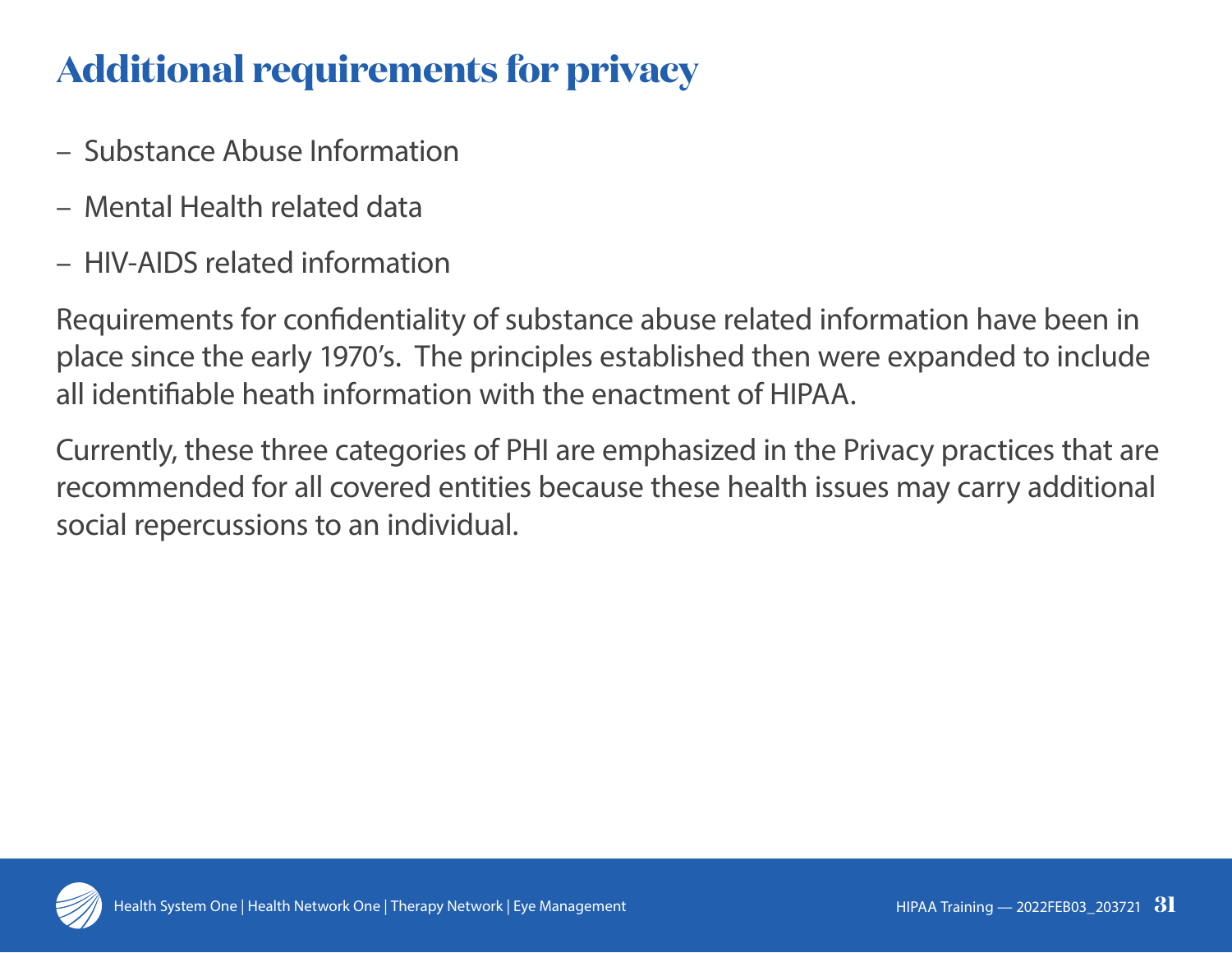# Additional requirements for privacy

- Substance Abuse Information
- Mental Health related data
- HIV-AIDS related information

Requirements for confidentiality of substance abuse related information have been in place since the early 1970's. The principles established then were expanded to include all identifiable heath information with the enactment of HIPAA.

Currently, these three categories of PHI are emphasized in the Privacy practices that are recommended for all covered entities because these health issues may carry additional social repercussions to an individual.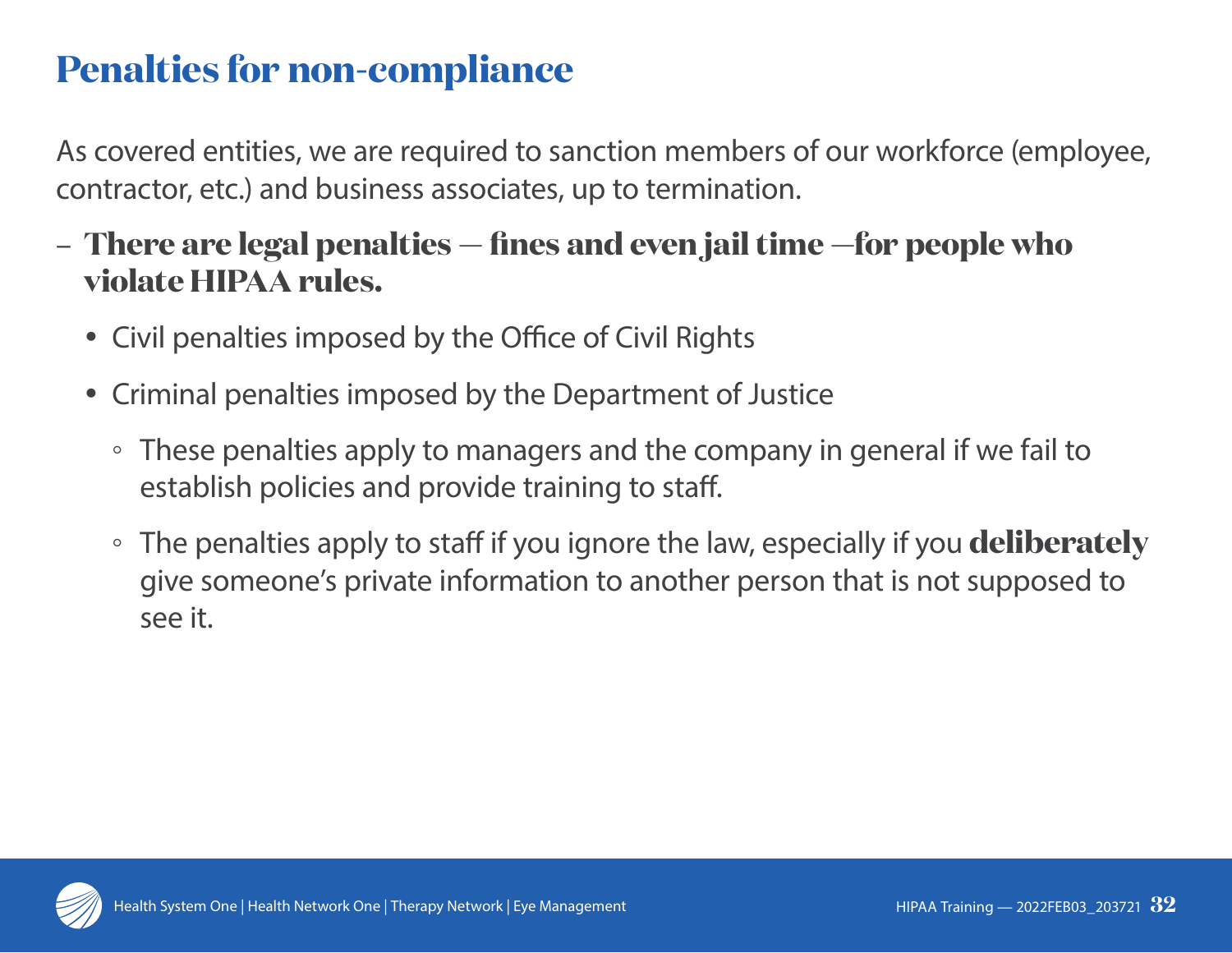# Penalties for non-compliance

As covered entities, we are required to sanction members of our workforce (employee, contractor, etc.) and business associates, up to termination.

- **There are legal penalties — fines and even jail time —for people who violate HIPAA rules.**
  - Civil penalties imposed by the Office of Civil Rights
  - Criminal penalties imposed by the Department of Justice
    - These penalties apply to managers and the company in general if we fail to establish policies and provide training to staff.
    - The penalties apply to staff if you ignore the law, especially if you **deliberately** give someone's private information to another person that is not supposed to see it.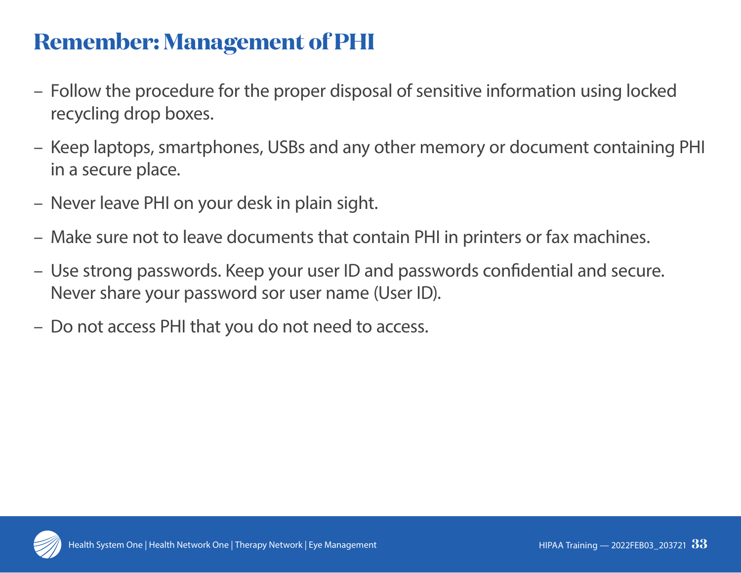# Remember: Management of PHI

- Follow the procedure for the proper disposal of sensitive information using locked recycling drop boxes.
- Keep laptops, smartphones, USBs and any other memory or document containing PHI in a secure place.
- Never leave PHI on your desk in plain sight.
- Make sure not to leave documents that contain PHI in printers or fax machines.
- Use strong passwords. Keep your user ID and passwords confidential and secure. Never share your password sor user name (User ID).
- Do not access PHI that you do not need to access.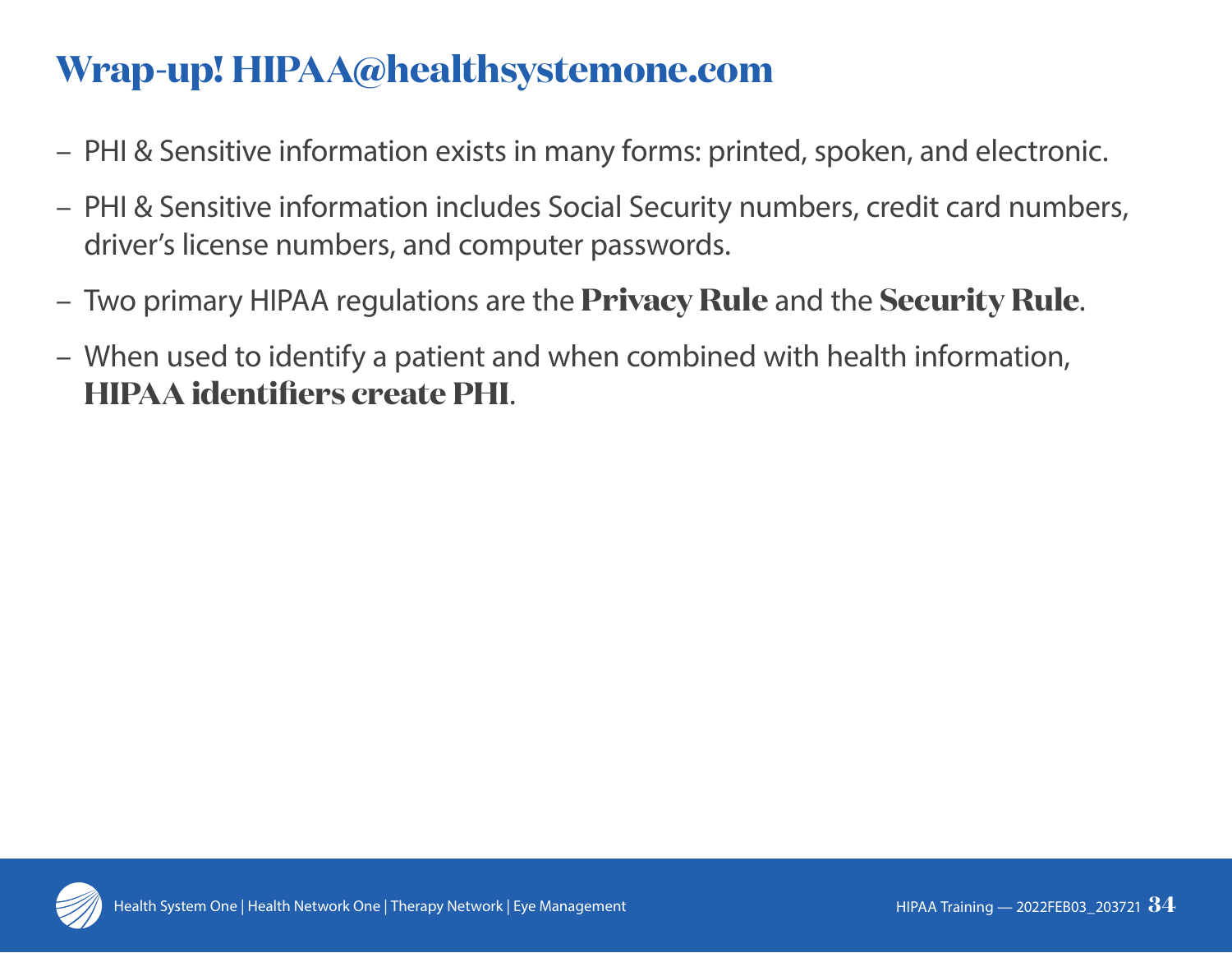# Wrap-up! HIPAA@healthsystemone.com

- PHI & Sensitive information exists in many forms: printed, spoken, and electronic.
- PHI & Sensitive information includes Social Security numbers, credit card numbers, driver's license numbers, and computer passwords.
- Two primary HIPAA regulations are the **Privacy Rule** and the **Security Rule**.
- When used to identify a patient and when combined with health information, **HIPAA identifiers create PHI**.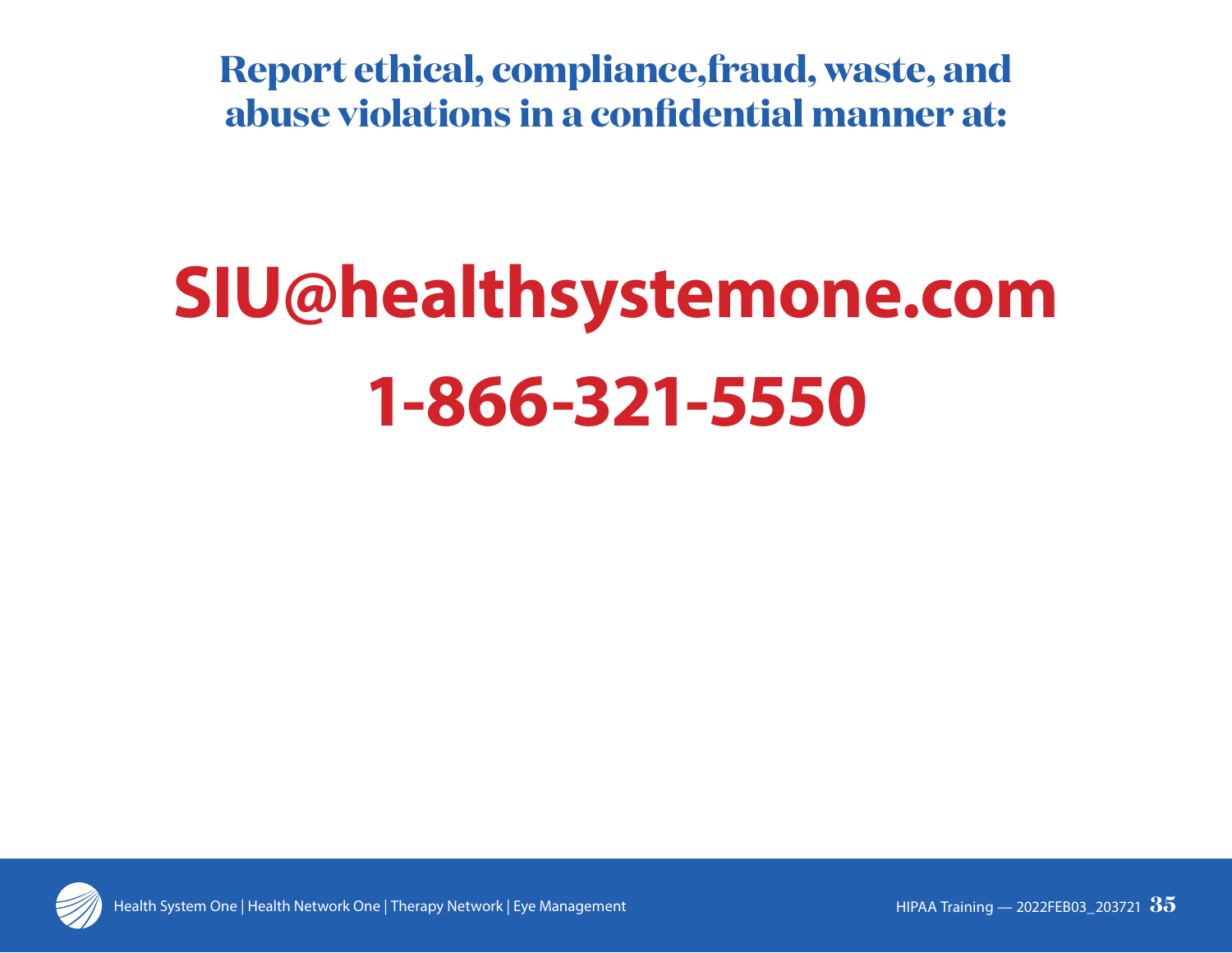## Report ethical, compliance,fraud, waste, and abuse violations in a confidential manner at:

# SIU@healthsystemone.com

# 1-866-321-5550